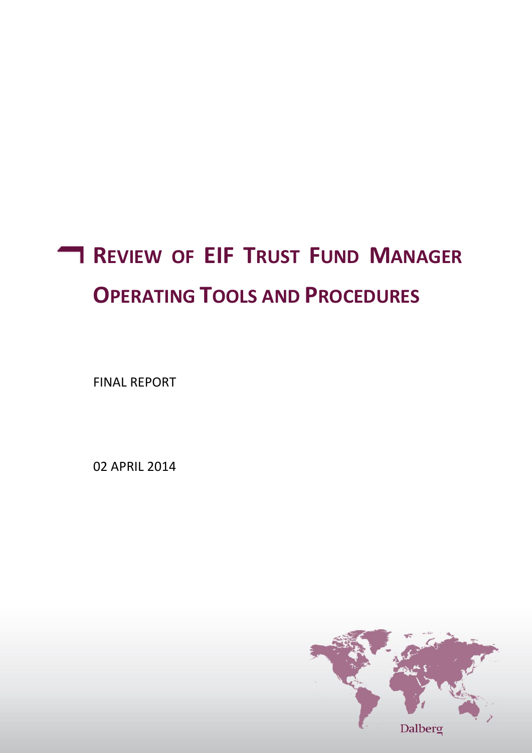# REVIEW OF EIF TRUST FUND MANAGER OPERATING TOOLS AND PROCEDURES

FINAL REPORT

02 APRIL 2014

Dalberg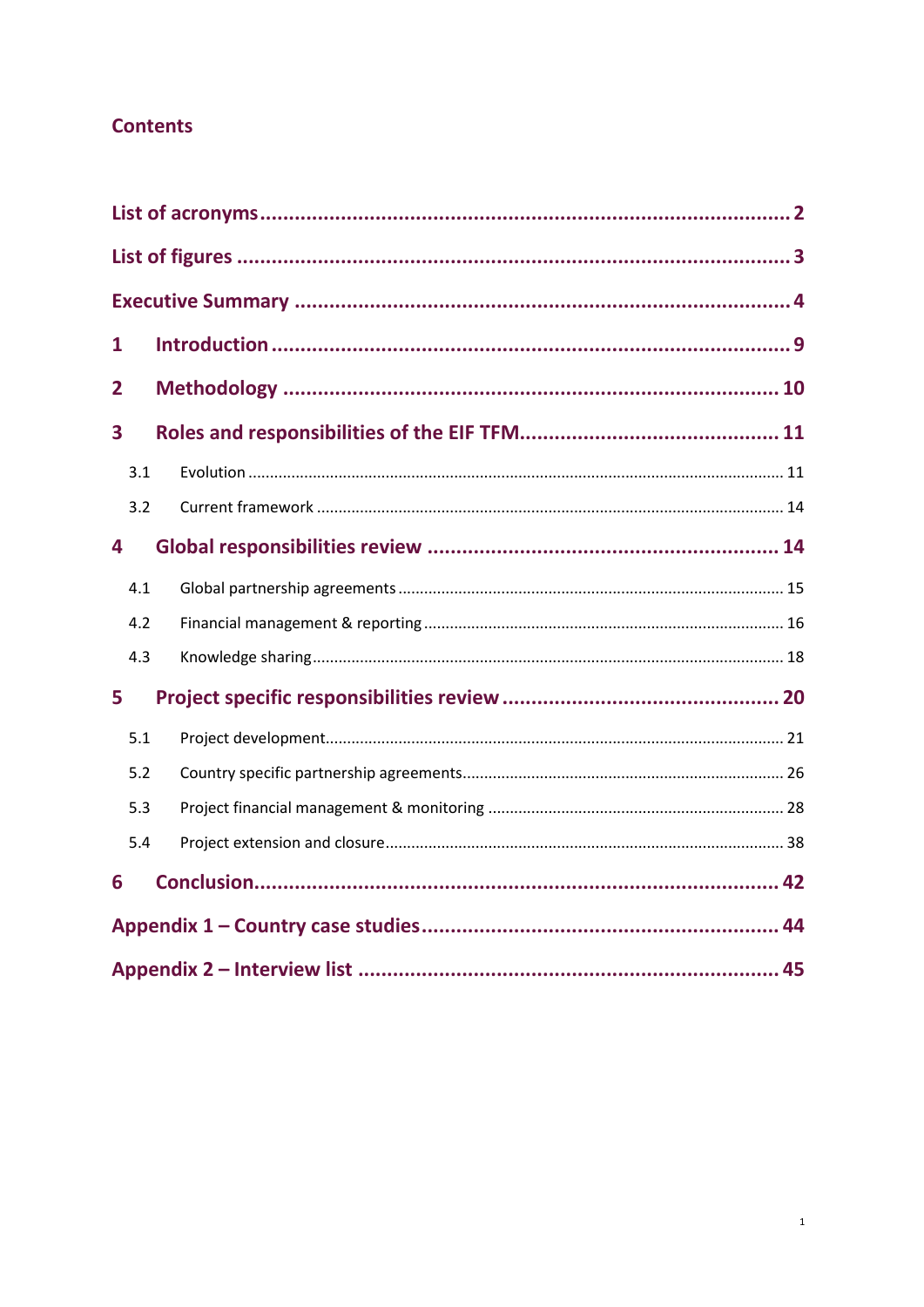## Contents

- List of acronyms ........ 2
- List of figures ........ 3
- Executive Summary ........ 4
- 1 Introduction ........ 9
- 2 Methodology ........ 10
- 3 Roles and responsibilities of the EIF TFM ........ 11
  - 3.1 Evolution ........ 11
  - 3.2 Current framework ........ 14
- 4 Global responsibilities review ........ 14
  - 4.1 Global partnership agreements ........ 15
  - 4.2 Financial management & reporting ........ 16
  - 4.3 Knowledge sharing ........ 18
- 5 Project specific responsibilities review ........ 20
  - 5.1 Project development ........ 21
  - 5.2 Country specific partnership agreements ........ 26
  - 5.3 Project financial management & monitoring ........ 28
  - 5.4 Project extension and closure ........ 38
- 6 Conclusion ........ 42
- Appendix 1 – Country case studies ........ 44
- Appendix 2 – Interview list ........ 45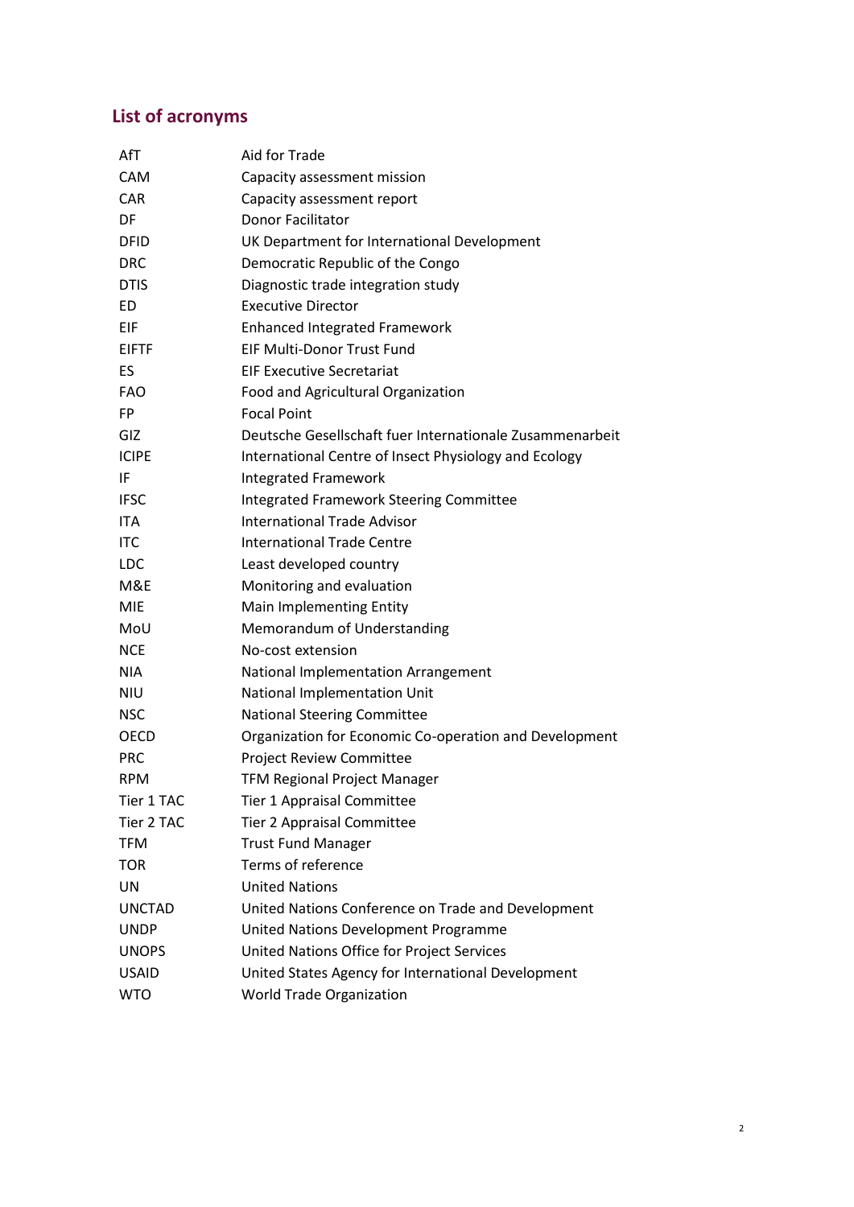## List of acronyms

| | |
|---|---|
| AfT | Aid for Trade |
| CAM | Capacity assessment mission |
| CAR | Capacity assessment report |
| DF | Donor Facilitator |
| DFID | UK Department for International Development |
| DRC | Democratic Republic of the Congo |
| DTIS | Diagnostic trade integration study |
| ED | Executive Director |
| EIF | Enhanced Integrated Framework |
| EIFTF | EIF Multi-Donor Trust Fund |
| ES | EIF Executive Secretariat |
| FAO | Food and Agricultural Organization |
| FP | Focal Point |
| GIZ | Deutsche Gesellschaft fuer Internationale Zusammenarbeit |
| ICIPE | International Centre of Insect Physiology and Ecology |
| IF | Integrated Framework |
| IFSC | Integrated Framework Steering Committee |
| ITA | International Trade Advisor |
| ITC | International Trade Centre |
| LDC | Least developed country |
| M&E | Monitoring and evaluation |
| MIE | Main Implementing Entity |
| MoU | Memorandum of Understanding |
| NCE | No-cost extension |
| NIA | National Implementation Arrangement |
| NIU | National Implementation Unit |
| NSC | National Steering Committee |
| OECD | Organization for Economic Co-operation and Development |
| PRC | Project Review Committee |
| RPM | TFM Regional Project Manager |
| Tier 1 TAC | Tier 1 Appraisal Committee |
| Tier 2 TAC | Tier 2 Appraisal Committee |
| TFM | Trust Fund Manager |
| TOR | Terms of reference |
| UN | United Nations |
| UNCTAD | United Nations Conference on Trade and Development |
| UNDP | United Nations Development Programme |
| UNOPS | United Nations Office for Project Services |
| USAID | United States Agency for International Development |
| WTO | World Trade Organization |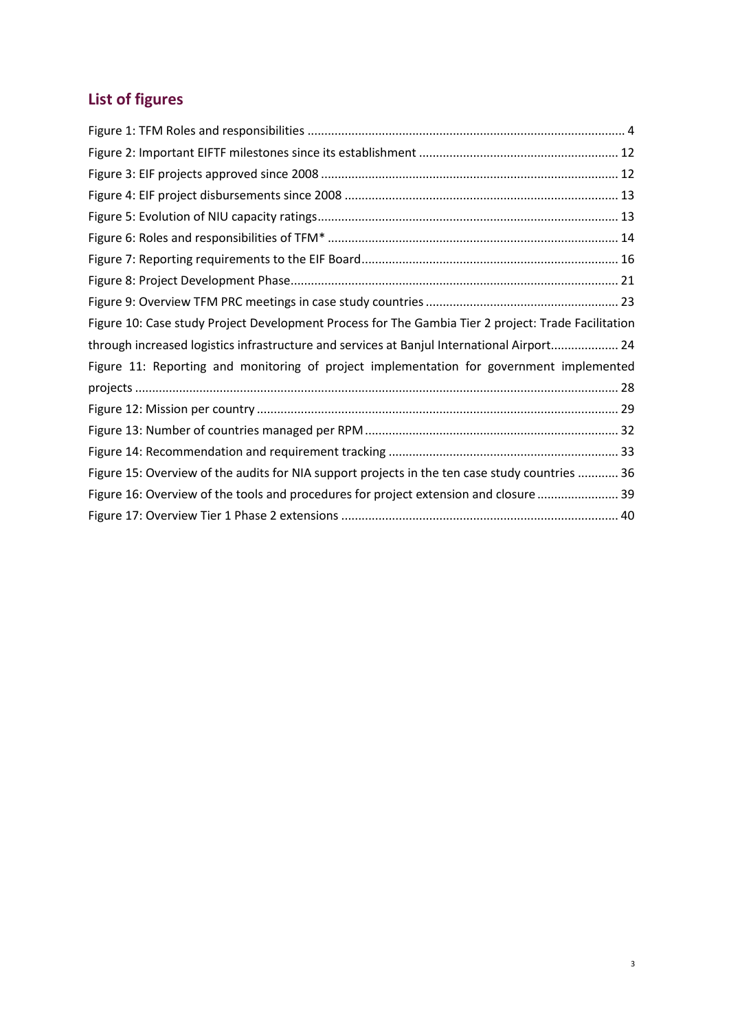## List of figures

Figure 1: TFM Roles and responsibilities ............................................................................................. 4
Figure 2: Important EIFTF milestones since its establishment .......................................................... 12
Figure 3: EIF projects approved since 2008 ...................................................................................... 12
Figure 4: EIF project disbursements since 2008 ................................................................................ 13
Figure 5: Evolution of NIU capacity ratings........................................................................................ 13
Figure 6: Roles and responsibilities of TFM* ..................................................................................... 14
Figure 7: Reporting requirements to the EIF Board........................................................................... 16
Figure 8: Project Development Phase................................................................................................ 21
Figure 9: Overview TFM PRC meetings in case study countries ......................................................... 23
Figure 10: Case study Project Development Process for The Gambia Tier 2 project: Trade Facilitation through increased logistics infrastructure and services at Banjul International Airport.................... 24
Figure 11: Reporting and monitoring of project implementation for government implemented projects ............................................................................................................................................. 28
Figure 12: Mission per country .......................................................................................................... 29
Figure 13: Number of countries managed per RPM .......................................................................... 32
Figure 14: Recommendation and requirement tracking .................................................................... 33
Figure 15: Overview of the audits for NIA support projects in the ten case study countries ............ 36
Figure 16: Overview of the tools and procedures for project extension and closure ........................ 39
Figure 17: Overview Tier 1 Phase 2 extensions ................................................................................. 40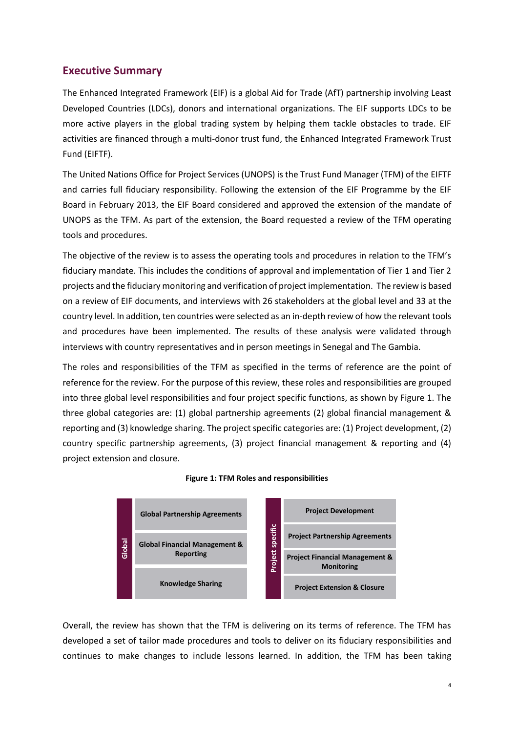## Executive Summary

The Enhanced Integrated Framework (EIF) is a global Aid for Trade (AfT) partnership involving Least Developed Countries (LDCs), donors and international organizations. The EIF supports LDCs to be more active players in the global trading system by helping them tackle obstacles to trade. EIF activities are financed through a multi-donor trust fund, the Enhanced Integrated Framework Trust Fund (EIFTF).

The United Nations Office for Project Services (UNOPS) is the Trust Fund Manager (TFM) of the EIFTF and carries full fiduciary responsibility. Following the extension of the EIF Programme by the EIF Board in February 2013, the EIF Board considered and approved the extension of the mandate of UNOPS as the TFM. As part of the extension, the Board requested a review of the TFM operating tools and procedures.

The objective of the review is to assess the operating tools and procedures in relation to the TFM's fiduciary mandate. This includes the conditions of approval and implementation of Tier 1 and Tier 2 projects and the fiduciary monitoring and verification of project implementation. The review is based on a review of EIF documents, and interviews with 26 stakeholders at the global level and 33 at the country level. In addition, ten countries were selected as an in-depth review of how the relevant tools and procedures have been implemented. The results of these analysis were validated through interviews with country representatives and in person meetings in Senegal and The Gambia.

The roles and responsibilities of the TFM as specified in the terms of reference are the point of reference for the review. For the purpose of this review, these roles and responsibilities are grouped into three global level responsibilities and four project specific functions, as shown by Figure 1. The three global categories are: (1) global partnership agreements (2) global financial management & reporting and (3) knowledge sharing. The project specific categories are: (1) Project development, (2) country specific partnership agreements, (3) project financial management & reporting and (4) project extension and closure.

**Figure 1: TFM Roles and responsibilities**

| Global | Project specific |
|---|---|
| Global Partnership Agreements | Project Development |
| Global Financial Management & Reporting | Project Partnership Agreements |
| Knowledge Sharing | Project Financial Management & Monitoring |
| | Project Extension & Closure |

Overall, the review has shown that the TFM is delivering on its terms of reference. The TFM has developed a set of tailor made procedures and tools to deliver on its fiduciary responsibilities and continues to make changes to include lessons learned. In addition, the TFM has been taking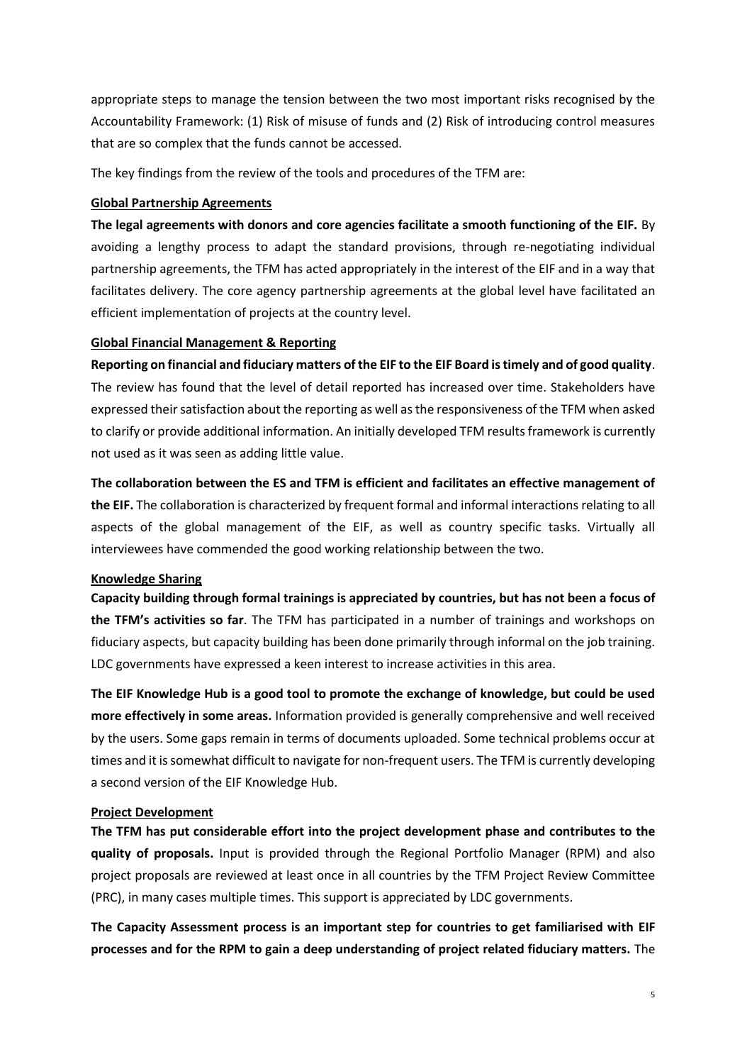appropriate steps to manage the tension between the two most important risks recognised by the Accountability Framework: (1) Risk of misuse of funds and (2) Risk of introducing control measures that are so complex that the funds cannot be accessed.

The key findings from the review of the tools and procedures of the TFM are:

**Global Partnership Agreements**

**The legal agreements with donors and core agencies facilitate a smooth functioning of the EIF.** By avoiding a lengthy process to adapt the standard provisions, through re-negotiating individual partnership agreements, the TFM has acted appropriately in the interest of the EIF and in a way that facilitates delivery. The core agency partnership agreements at the global level have facilitated an efficient implementation of projects at the country level.

**Global Financial Management & Reporting**

**Reporting on financial and fiduciary matters of the EIF to the EIF Board is timely and of good quality**. The review has found that the level of detail reported has increased over time. Stakeholders have expressed their satisfaction about the reporting as well as the responsiveness of the TFM when asked to clarify or provide additional information. An initially developed TFM results framework is currently not used as it was seen as adding little value.

**The collaboration between the ES and TFM is efficient and facilitates an effective management of the EIF.** The collaboration is characterized by frequent formal and informal interactions relating to all aspects of the global management of the EIF, as well as country specific tasks. Virtually all interviewees have commended the good working relationship between the two.

**Knowledge Sharing**

**Capacity building through formal trainings is appreciated by countries, but has not been a focus of the TFM's activities so far**. The TFM has participated in a number of trainings and workshops on fiduciary aspects, but capacity building has been done primarily through informal on the job training. LDC governments have expressed a keen interest to increase activities in this area.

**The EIF Knowledge Hub is a good tool to promote the exchange of knowledge, but could be used more effectively in some areas.** Information provided is generally comprehensive and well received by the users. Some gaps remain in terms of documents uploaded. Some technical problems occur at times and it is somewhat difficult to navigate for non-frequent users. The TFM is currently developing a second version of the EIF Knowledge Hub.

**Project Development**

**The TFM has put considerable effort into the project development phase and contributes to the quality of proposals.** Input is provided through the Regional Portfolio Manager (RPM) and also project proposals are reviewed at least once in all countries by the TFM Project Review Committee (PRC), in many cases multiple times. This support is appreciated by LDC governments.

**The Capacity Assessment process is an important step for countries to get familiarised with EIF processes and for the RPM to gain a deep understanding of project related fiduciary matters.** The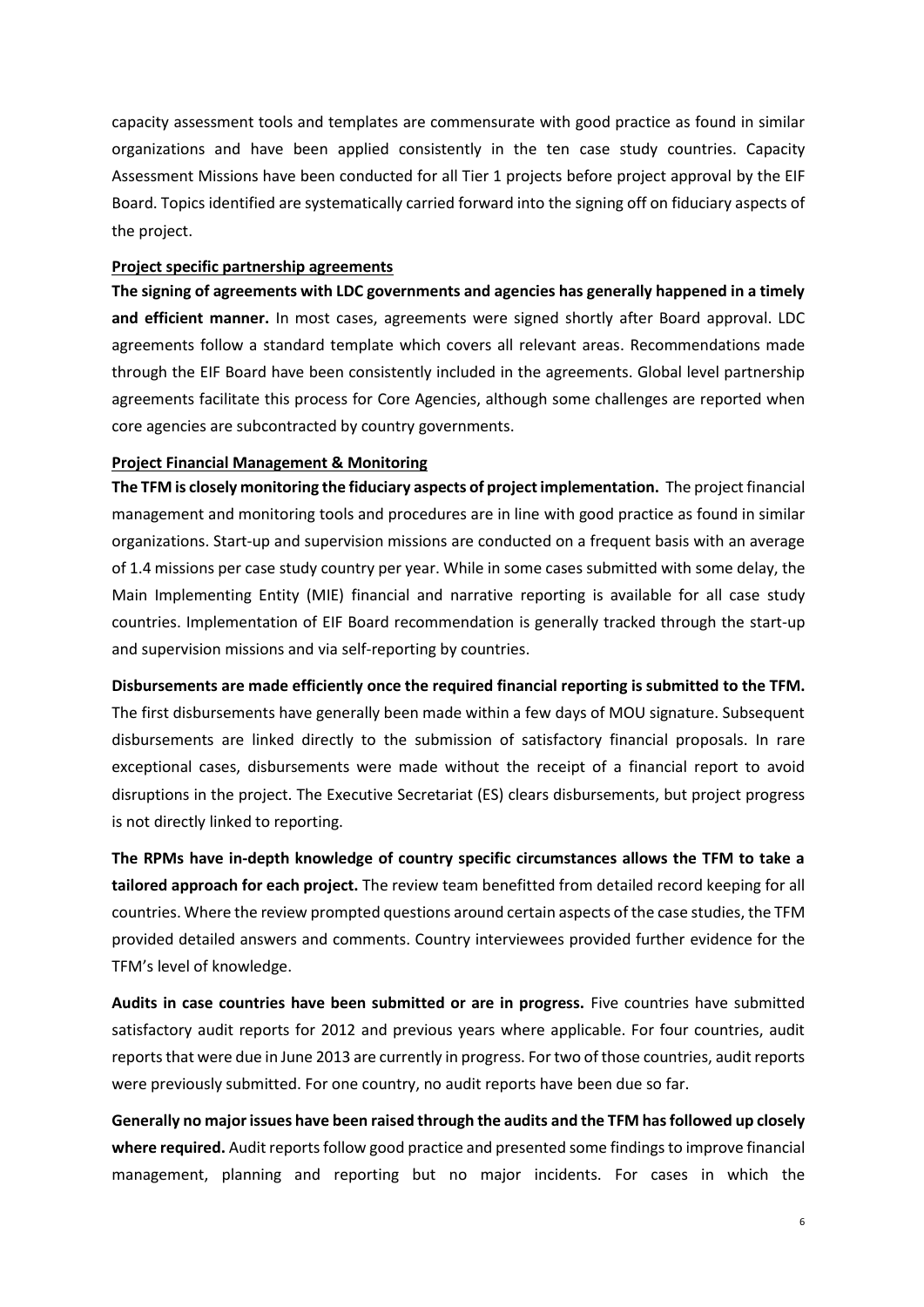capacity assessment tools and templates are commensurate with good practice as found in similar organizations and have been applied consistently in the ten case study countries. Capacity Assessment Missions have been conducted for all Tier 1 projects before project approval by the EIF Board. Topics identified are systematically carried forward into the signing off on fiduciary aspects of the project.

**Project specific partnership agreements**

**The signing of agreements with LDC governments and agencies has generally happened in a timely and efficient manner.** In most cases, agreements were signed shortly after Board approval. LDC agreements follow a standard template which covers all relevant areas. Recommendations made through the EIF Board have been consistently included in the agreements. Global level partnership agreements facilitate this process for Core Agencies, although some challenges are reported when core agencies are subcontracted by country governments.

**Project Financial Management & Monitoring**

**The TFM is closely monitoring the fiduciary aspects of project implementation.** The project financial management and monitoring tools and procedures are in line with good practice as found in similar organizations. Start-up and supervision missions are conducted on a frequent basis with an average of 1.4 missions per case study country per year. While in some cases submitted with some delay, the Main Implementing Entity (MIE) financial and narrative reporting is available for all case study countries. Implementation of EIF Board recommendation is generally tracked through the start-up and supervision missions and via self-reporting by countries.

**Disbursements are made efficiently once the required financial reporting is submitted to the TFM.** The first disbursements have generally been made within a few days of MOU signature. Subsequent disbursements are linked directly to the submission of satisfactory financial proposals. In rare exceptional cases, disbursements were made without the receipt of a financial report to avoid disruptions in the project. The Executive Secretariat (ES) clears disbursements, but project progress is not directly linked to reporting.

**The RPMs have in-depth knowledge of country specific circumstances allows the TFM to take a tailored approach for each project.** The review team benefitted from detailed record keeping for all countries. Where the review prompted questions around certain aspects of the case studies, the TFM provided detailed answers and comments. Country interviewees provided further evidence for the TFM's level of knowledge.

**Audits in case countries have been submitted or are in progress.** Five countries have submitted satisfactory audit reports for 2012 and previous years where applicable. For four countries, audit reports that were due in June 2013 are currently in progress. For two of those countries, audit reports were previously submitted. For one country, no audit reports have been due so far.

**Generally no major issues have been raised through the audits and the TFM has followed up closely where required.** Audit reports follow good practice and presented some findings to improve financial management, planning and reporting but no major incidents. For cases in which the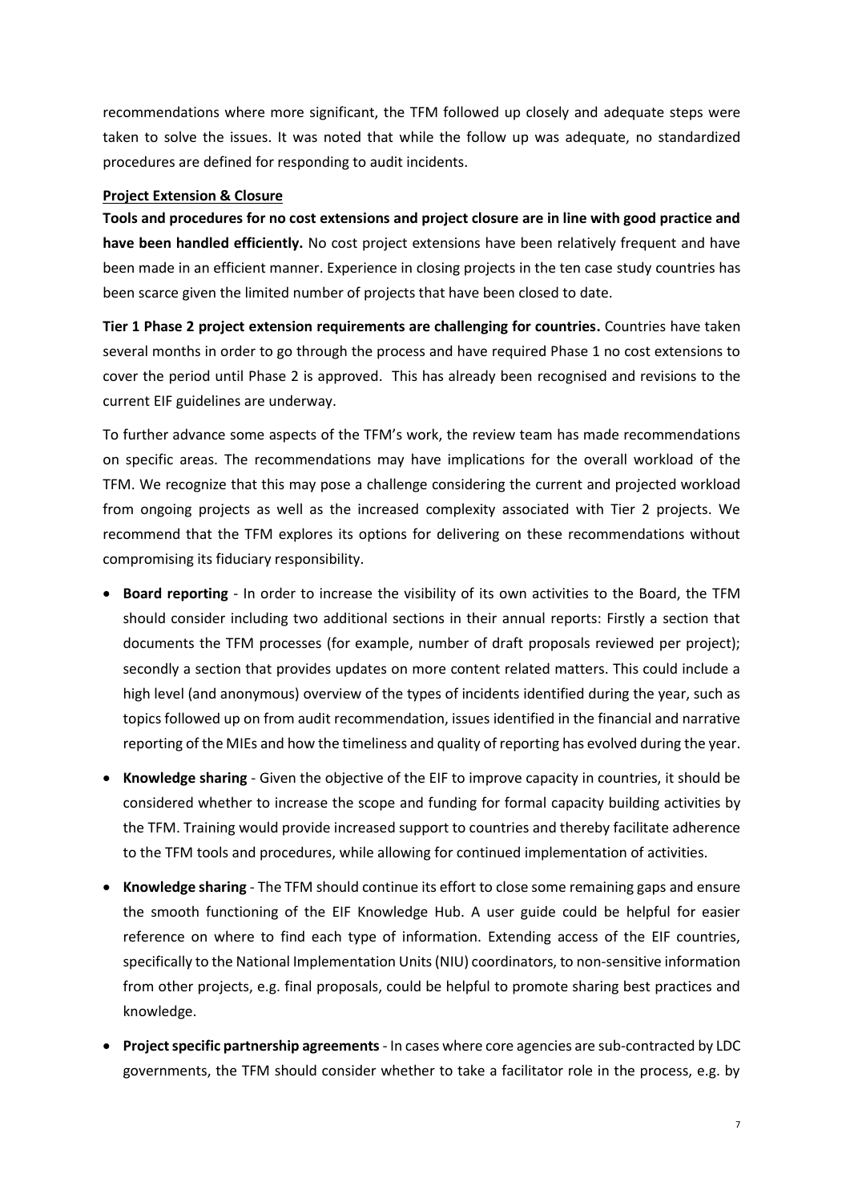recommendations where more significant, the TFM followed up closely and adequate steps were taken to solve the issues. It was noted that while the follow up was adequate, no standardized procedures are defined for responding to audit incidents.

**Project Extension & Closure**

**Tools and procedures for no cost extensions and project closure are in line with good practice and have been handled efficiently.** No cost project extensions have been relatively frequent and have been made in an efficient manner. Experience in closing projects in the ten case study countries has been scarce given the limited number of projects that have been closed to date.

**Tier 1 Phase 2 project extension requirements are challenging for countries.** Countries have taken several months in order to go through the process and have required Phase 1 no cost extensions to cover the period until Phase 2 is approved. This has already been recognised and revisions to the current EIF guidelines are underway.

To further advance some aspects of the TFM's work, the review team has made recommendations on specific areas. The recommendations may have implications for the overall workload of the TFM. We recognize that this may pose a challenge considering the current and projected workload from ongoing projects as well as the increased complexity associated with Tier 2 projects. We recommend that the TFM explores its options for delivering on these recommendations without compromising its fiduciary responsibility.

- **Board reporting** - In order to increase the visibility of its own activities to the Board, the TFM should consider including two additional sections in their annual reports: Firstly a section that documents the TFM processes (for example, number of draft proposals reviewed per project); secondly a section that provides updates on more content related matters. This could include a high level (and anonymous) overview of the types of incidents identified during the year, such as topics followed up on from audit recommendation, issues identified in the financial and narrative reporting of the MIEs and how the timeliness and quality of reporting has evolved during the year.
- **Knowledge sharing** - Given the objective of the EIF to improve capacity in countries, it should be considered whether to increase the scope and funding for formal capacity building activities by the TFM. Training would provide increased support to countries and thereby facilitate adherence to the TFM tools and procedures, while allowing for continued implementation of activities.
- **Knowledge sharing** - The TFM should continue its effort to close some remaining gaps and ensure the smooth functioning of the EIF Knowledge Hub. A user guide could be helpful for easier reference on where to find each type of information. Extending access of the EIF countries, specifically to the National Implementation Units (NIU) coordinators, to non-sensitive information from other projects, e.g. final proposals, could be helpful to promote sharing best practices and knowledge.
- **Project specific partnership agreements** - In cases where core agencies are sub-contracted by LDC governments, the TFM should consider whether to take a facilitator role in the process, e.g. by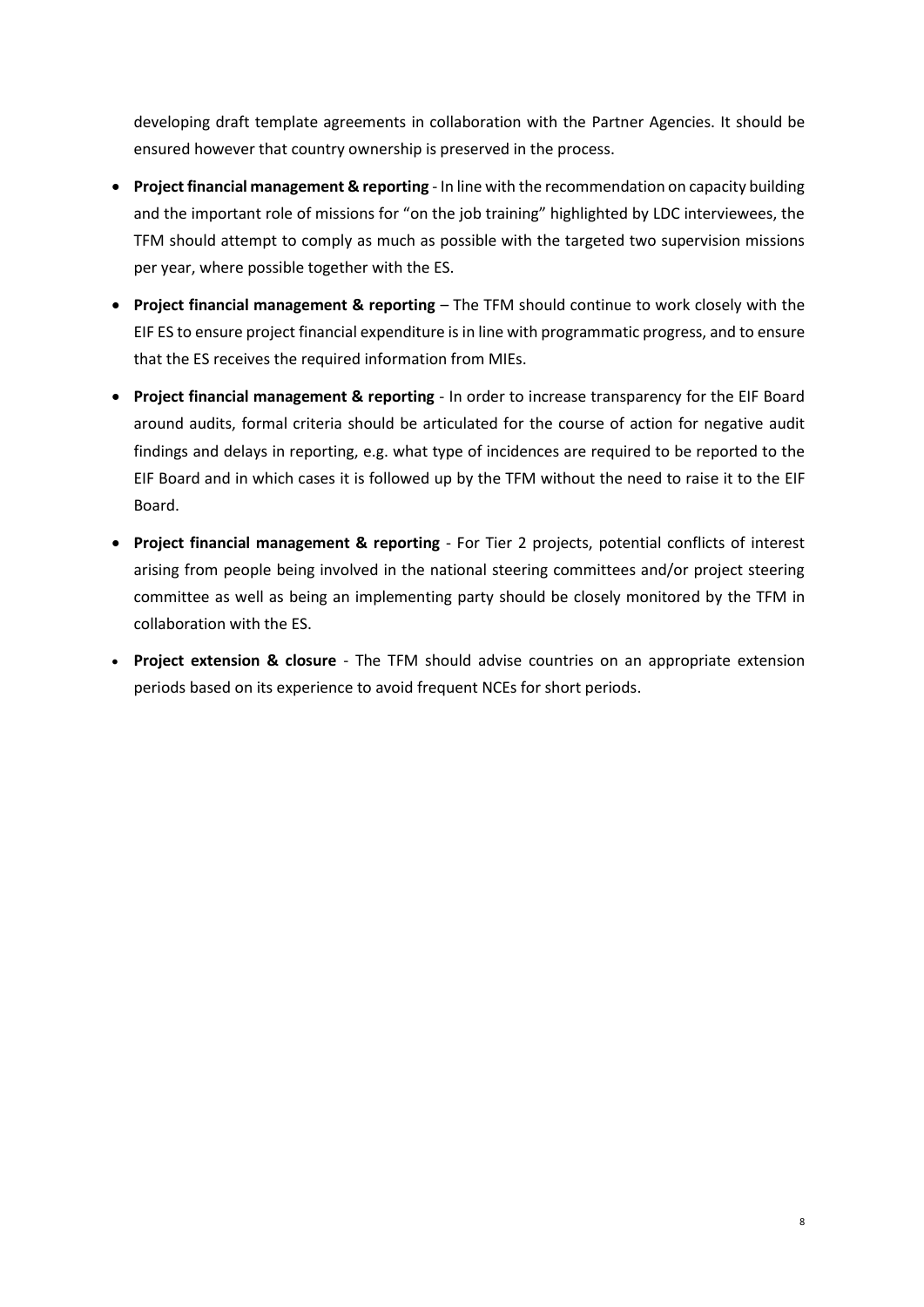developing draft template agreements in collaboration with the Partner Agencies. It should be ensured however that country ownership is preserved in the process.

- **Project financial management & reporting** - In line with the recommendation on capacity building and the important role of missions for "on the job training" highlighted by LDC interviewees, the TFM should attempt to comply as much as possible with the targeted two supervision missions per year, where possible together with the ES.
- **Project financial management & reporting** – The TFM should continue to work closely with the EIF ES to ensure project financial expenditure is in line with programmatic progress, and to ensure that the ES receives the required information from MIEs.
- **Project financial management & reporting** - In order to increase transparency for the EIF Board around audits, formal criteria should be articulated for the course of action for negative audit findings and delays in reporting, e.g. what type of incidences are required to be reported to the EIF Board and in which cases it is followed up by the TFM without the need to raise it to the EIF Board.
- **Project financial management & reporting** - For Tier 2 projects, potential conflicts of interest arising from people being involved in the national steering committees and/or project steering committee as well as being an implementing party should be closely monitored by the TFM in collaboration with the ES.
- **Project extension & closure** - The TFM should advise countries on an appropriate extension periods based on its experience to avoid frequent NCEs for short periods.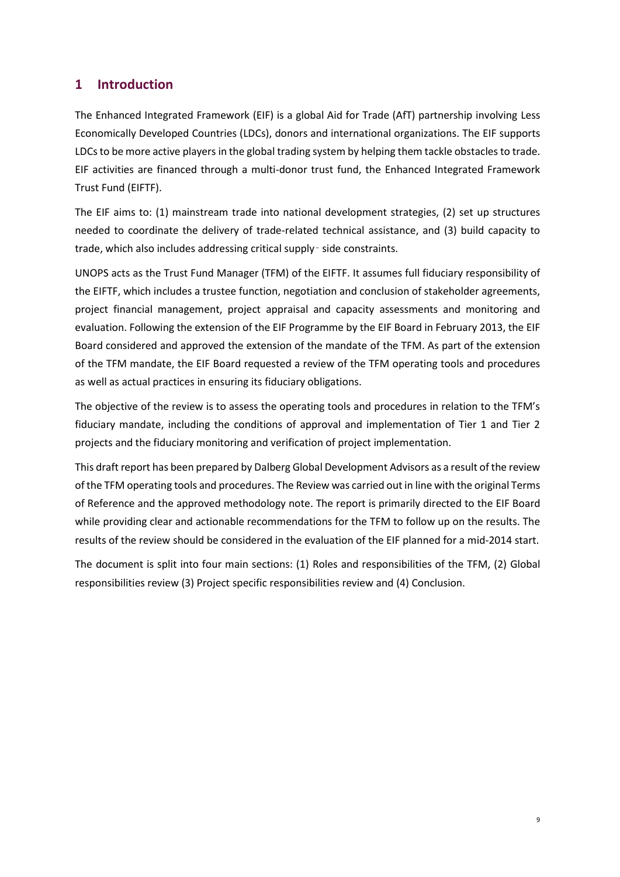# 1 Introduction

The Enhanced Integrated Framework (EIF) is a global Aid for Trade (AfT) partnership involving Less Economically Developed Countries (LDCs), donors and international organizations. The EIF supports LDCs to be more active players in the global trading system by helping them tackle obstacles to trade. EIF activities are financed through a multi-donor trust fund, the Enhanced Integrated Framework Trust Fund (EIFTF).

The EIF aims to: (1) mainstream trade into national development strategies, (2) set up structures needed to coordinate the delivery of trade-related technical assistance, and (3) build capacity to trade, which also includes addressing critical supply‐side constraints.

UNOPS acts as the Trust Fund Manager (TFM) of the EIFTF. It assumes full fiduciary responsibility of the EIFTF, which includes a trustee function, negotiation and conclusion of stakeholder agreements, project financial management, project appraisal and capacity assessments and monitoring and evaluation. Following the extension of the EIF Programme by the EIF Board in February 2013, the EIF Board considered and approved the extension of the mandate of the TFM. As part of the extension of the TFM mandate, the EIF Board requested a review of the TFM operating tools and procedures as well as actual practices in ensuring its fiduciary obligations.

The objective of the review is to assess the operating tools and procedures in relation to the TFM's fiduciary mandate, including the conditions of approval and implementation of Tier 1 and Tier 2 projects and the fiduciary monitoring and verification of project implementation.

This draft report has been prepared by Dalberg Global Development Advisors as a result of the review of the TFM operating tools and procedures. The Review was carried out in line with the original Terms of Reference and the approved methodology note. The report is primarily directed to the EIF Board while providing clear and actionable recommendations for the TFM to follow up on the results. The results of the review should be considered in the evaluation of the EIF planned for a mid-2014 start.

The document is split into four main sections: (1) Roles and responsibilities of the TFM, (2) Global responsibilities review (3) Project specific responsibilities review and (4) Conclusion.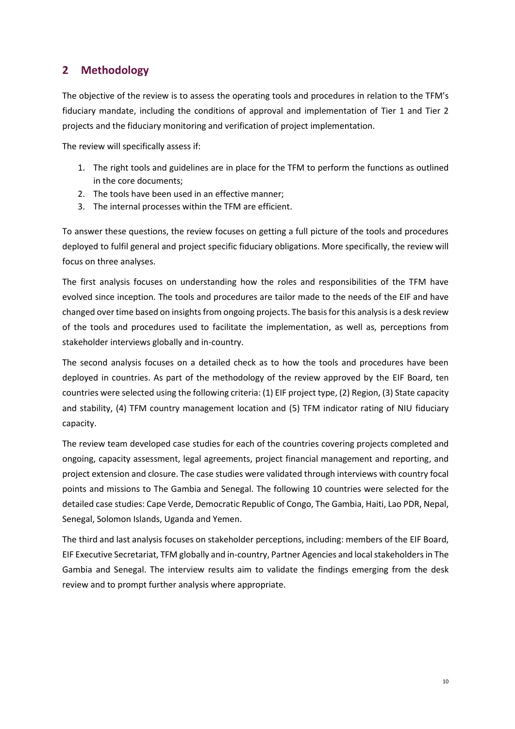## 2 Methodology

The objective of the review is to assess the operating tools and procedures in relation to the TFM's fiduciary mandate, including the conditions of approval and implementation of Tier 1 and Tier 2 projects and the fiduciary monitoring and verification of project implementation.

The review will specifically assess if:

1. The right tools and guidelines are in place for the TFM to perform the functions as outlined in the core documents;
2. The tools have been used in an effective manner;
3. The internal processes within the TFM are efficient.

To answer these questions, the review focuses on getting a full picture of the tools and procedures deployed to fulfil general and project specific fiduciary obligations. More specifically, the review will focus on three analyses.

The first analysis focuses on understanding how the roles and responsibilities of the TFM have evolved since inception. The tools and procedures are tailor made to the needs of the EIF and have changed over time based on insights from ongoing projects. The basis for this analysis is a desk review of the tools and procedures used to facilitate the implementation, as well as, perceptions from stakeholder interviews globally and in-country.

The second analysis focuses on a detailed check as to how the tools and procedures have been deployed in countries. As part of the methodology of the review approved by the EIF Board, ten countries were selected using the following criteria: (1) EIF project type, (2) Region, (3) State capacity and stability, (4) TFM country management location and (5) TFM indicator rating of NIU fiduciary capacity.

The review team developed case studies for each of the countries covering projects completed and ongoing, capacity assessment, legal agreements, project financial management and reporting, and project extension and closure. The case studies were validated through interviews with country focal points and missions to The Gambia and Senegal. The following 10 countries were selected for the detailed case studies: Cape Verde, Democratic Republic of Congo, The Gambia, Haiti, Lao PDR, Nepal, Senegal, Solomon Islands, Uganda and Yemen.

The third and last analysis focuses on stakeholder perceptions, including: members of the EIF Board, EIF Executive Secretariat, TFM globally and in-country, Partner Agencies and local stakeholders in The Gambia and Senegal. The interview results aim to validate the findings emerging from the desk review and to prompt further analysis where appropriate.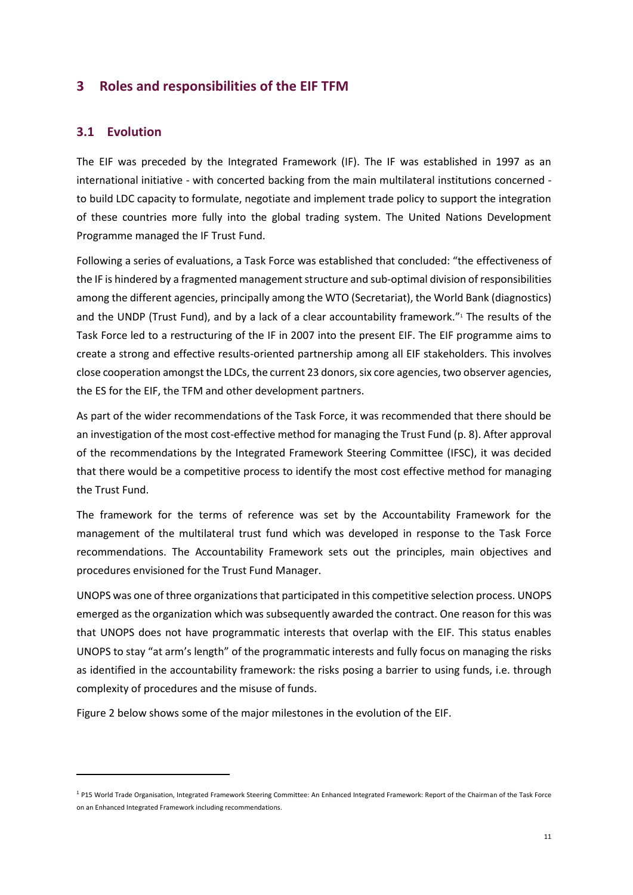# 3 Roles and responsibilities of the EIF TFM

## 3.1 Evolution

The EIF was preceded by the Integrated Framework (IF). The IF was established in 1997 as an international initiative - with concerted backing from the main multilateral institutions concerned - to build LDC capacity to formulate, negotiate and implement trade policy to support the integration of these countries more fully into the global trading system. The United Nations Development Programme managed the IF Trust Fund.

Following a series of evaluations, a Task Force was established that concluded: "the effectiveness of the IF is hindered by a fragmented management structure and sub-optimal division of responsibilities among the different agencies, principally among the WTO (Secretariat), the World Bank (diagnostics) and the UNDP (Trust Fund), and by a lack of a clear accountability framework."[1] The results of the Task Force led to a restructuring of the IF in 2007 into the present EIF. The EIF programme aims to create a strong and effective results-oriented partnership among all EIF stakeholders. This involves close cooperation amongst the LDCs, the current 23 donors, six core agencies, two observer agencies, the ES for the EIF, the TFM and other development partners.

As part of the wider recommendations of the Task Force, it was recommended that there should be an investigation of the most cost-effective method for managing the Trust Fund (p. 8). After approval of the recommendations by the Integrated Framework Steering Committee (IFSC), it was decided that there would be a competitive process to identify the most cost effective method for managing the Trust Fund.

The framework for the terms of reference was set by the Accountability Framework for the management of the multilateral trust fund which was developed in response to the Task Force recommendations. The Accountability Framework sets out the principles, main objectives and procedures envisioned for the Trust Fund Manager.

UNOPS was one of three organizations that participated in this competitive selection process. UNOPS emerged as the organization which was subsequently awarded the contract. One reason for this was that UNOPS does not have programmatic interests that overlap with the EIF. This status enables UNOPS to stay "at arm's length" of the programmatic interests and fully focus on managing the risks as identified in the accountability framework: the risks posing a barrier to using funds, i.e. through complexity of procedures and the misuse of funds.

Figure 2 below shows some of the major milestones in the evolution of the EIF.

[1] P15 World Trade Organisation, Integrated Framework Steering Committee: An Enhanced Integrated Framework: Report of the Chairman of the Task Force on an Enhanced Integrated Framework including recommendations.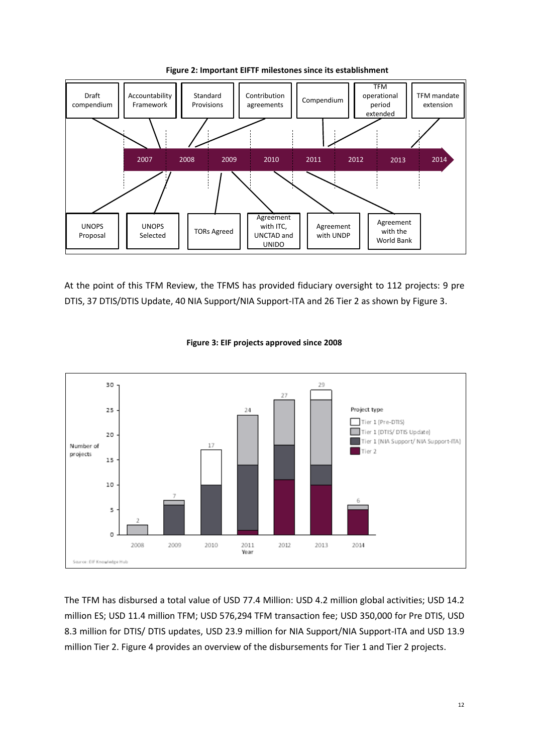**Figure 2: Important EIFTF milestones since its establishment**

**Figure 3: EIF projects approved since 2008**

At the point of this TFM Review, the TFMS has provided fiduciary oversight to 112 projects: 9 pre DTIS, 37 DTIS/DTIS Update, 40 NIA Support/NIA Support-ITA and 26 Tier 2 as shown by Figure 3.

The TFM has disbursed a total value of USD 77.4 Million: USD 4.2 million global activities; USD 14.2 million ES; USD 11.4 million TFM; USD 576,294 TFM transaction fee; USD 350,000 for Pre DTIS, USD 8.3 million for DTIS/ DTIS updates, USD 23.9 million for NIA Support/NIA Support-ITA and USD 13.9 million Tier 2. Figure 4 provides an overview of the disbursements for Tier 1 and Tier 2 projects.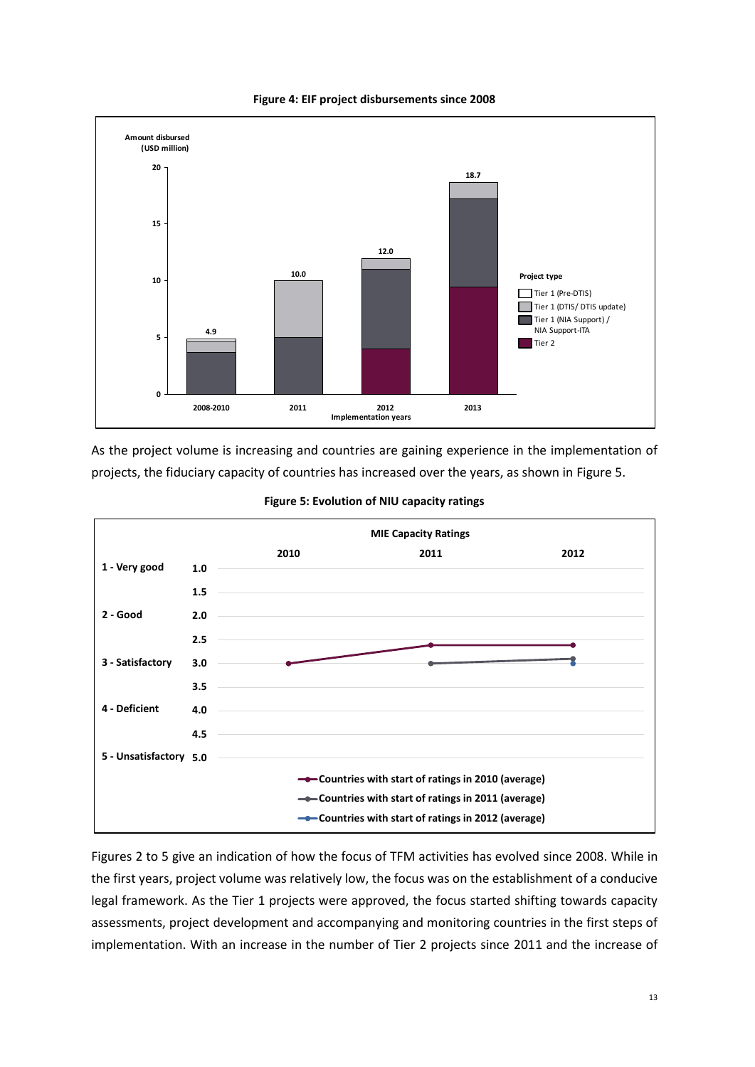**Figure 4: EIF project disbursements since 2008**

Amount disbursed (USD million)

| Implementation years | Total |
|---|---|
| 2008-2010 | 4.9 |
| 2011 | 10.0 |
| 2012 | 12.0 |
| 2013 | 18.7 |

Project type: Tier 1 (Pre-DTIS); Tier 1 (DTIS/ DTIS update); Tier 1 (NIA Support) / NIA Support-ITA; Tier 2

As the project volume is increasing and countries are gaining experience in the implementation of projects, the fiduciary capacity of countries has increased over the years, as shown in Figure 5.

**Figure 5: Evolution of NIU capacity ratings**

MIE Capacity Ratings

Scale: 1 - Very good (1.0); 2 - Good (2.0); 3 - Satisfactory (3.0); 4 - Deficient (4.0); 5 - Unsatisfactory (5.0)

| | 2010 | 2011 | 2012 |
|---|---|---|---|
| Countries with start of ratings in 2010 (average) | 3.0 | 2.6 | 2.6 |
| Countries with start of ratings in 2011 (average) | | 3.0 | 2.9 |
| Countries with start of ratings in 2012 (average) | | | 3.0 |

Figures 2 to 5 give an indication of how the focus of TFM activities has evolved since 2008. While in the first years, project volume was relatively low, the focus was on the establishment of a conducive legal framework. As the Tier 1 projects were approved, the focus started shifting towards capacity assessments, project development and accompanying and monitoring countries in the first steps of implementation. With an increase in the number of Tier 2 projects since 2011 and the increase of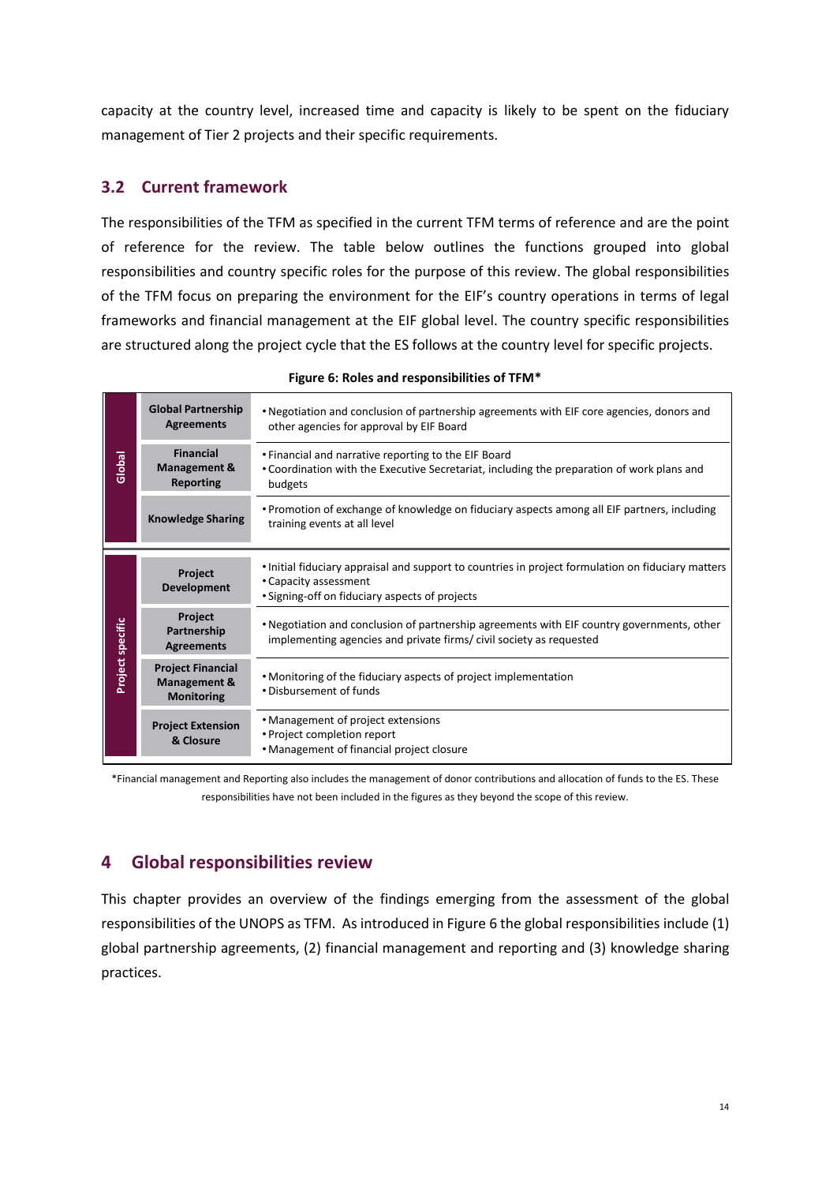capacity at the country level, increased time and capacity is likely to be spent on the fiduciary management of Tier 2 projects and their specific requirements.

## 3.2 Current framework

The responsibilities of the TFM as specified in the current TFM terms of reference and are the point of reference for the review. The table below outlines the functions grouped into global responsibilities and country specific roles for the purpose of this review. The global responsibilities of the TFM focus on preparing the environment for the EIF's country operations in terms of legal frameworks and financial management at the EIF global level. The country specific responsibilities are structured along the project cycle that the ES follows at the country level for specific projects.

**Figure 6: Roles and responsibilities of TFM***

| | Function | Responsibilities |
|---|---|---|
| Global | **Global Partnership Agreements** | • Negotiation and conclusion of partnership agreements with EIF core agencies, donors and other agencies for approval by EIF Board |
| Global | **Financial Management & Reporting** | • Financial and narrative reporting to the EIF Board<br>• Coordination with the Executive Secretariat, including the preparation of work plans and budgets |
| Global | **Knowledge Sharing** | • Promotion of exchange of knowledge on fiduciary aspects among all EIF partners, including training events at all level |
| Project specific | **Project Development** | • Initial fiduciary appraisal and support to countries in project formulation on fiduciary matters<br>• Capacity assessment<br>• Signing-off on fiduciary aspects of projects |
| Project specific | **Project Partnership Agreements** | • Negotiation and conclusion of partnership agreements with EIF country governments, other implementing agencies and private firms/ civil society as requested |
| Project specific | **Project Financial Management & Monitoring** | • Monitoring of the fiduciary aspects of project implementation<br>• Disbursement of funds |
| Project specific | **Project Extension & Closure** | • Management of project extensions<br>• Project completion report<br>• Management of financial project closure |

*Financial management and Reporting also includes the management of donor contributions and allocation of funds to the ES. These responsibilities have not been included in the figures as they beyond the scope of this review.

# 4 Global responsibilities review

This chapter provides an overview of the findings emerging from the assessment of the global responsibilities of the UNOPS as TFM. As introduced in Figure 6 the global responsibilities include (1) global partnership agreements, (2) financial management and reporting and (3) knowledge sharing practices.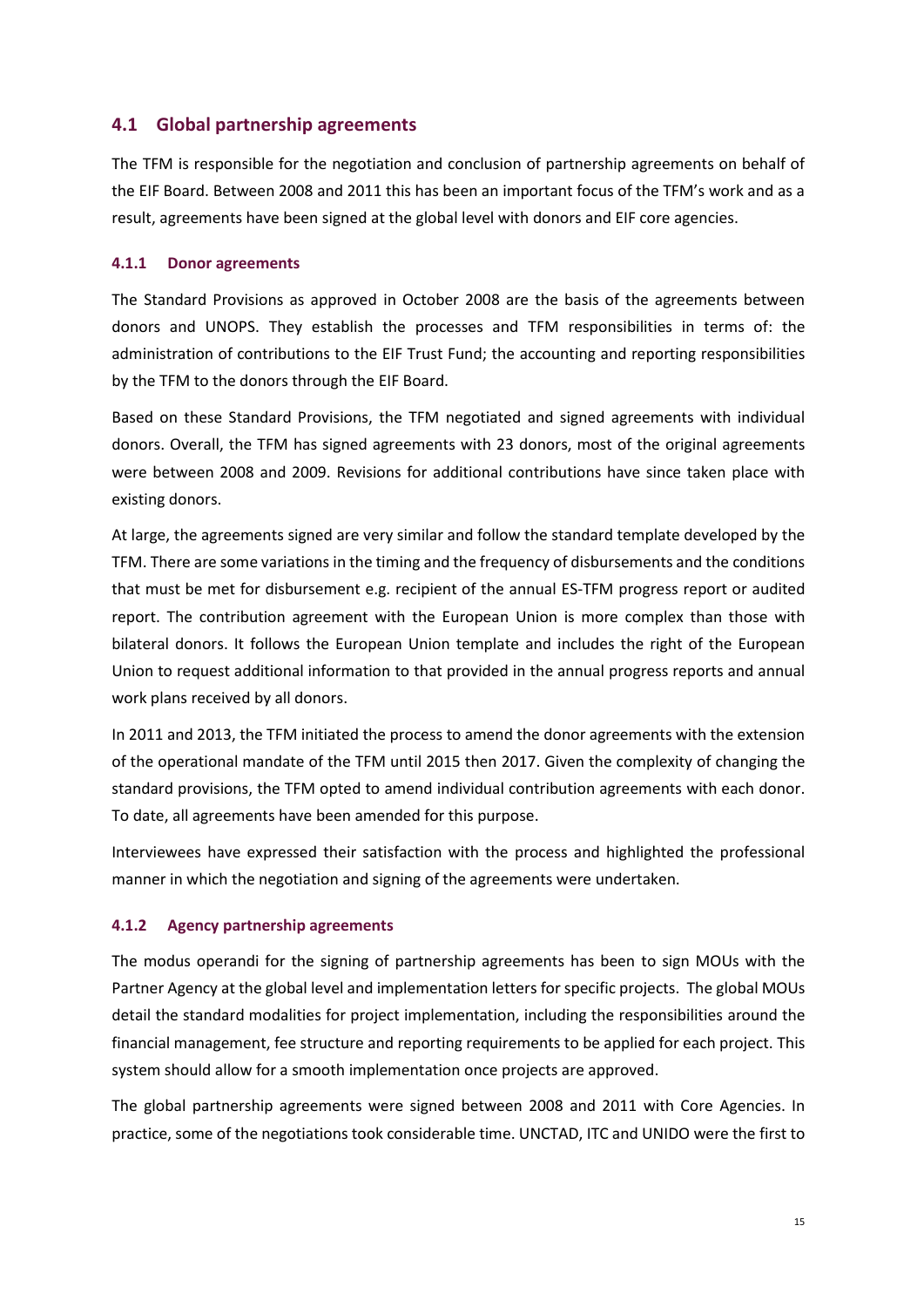## 4.1 Global partnership agreements

The TFM is responsible for the negotiation and conclusion of partnership agreements on behalf of the EIF Board. Between 2008 and 2011 this has been an important focus of the TFM's work and as a result, agreements have been signed at the global level with donors and EIF core agencies.

### 4.1.1 Donor agreements

The Standard Provisions as approved in October 2008 are the basis of the agreements between donors and UNOPS. They establish the processes and TFM responsibilities in terms of: the administration of contributions to the EIF Trust Fund; the accounting and reporting responsibilities by the TFM to the donors through the EIF Board.

Based on these Standard Provisions, the TFM negotiated and signed agreements with individual donors. Overall, the TFM has signed agreements with 23 donors, most of the original agreements were between 2008 and 2009. Revisions for additional contributions have since taken place with existing donors.

At large, the agreements signed are very similar and follow the standard template developed by the TFM. There are some variations in the timing and the frequency of disbursements and the conditions that must be met for disbursement e.g. recipient of the annual ES-TFM progress report or audited report. The contribution agreement with the European Union is more complex than those with bilateral donors. It follows the European Union template and includes the right of the European Union to request additional information to that provided in the annual progress reports and annual work plans received by all donors.

In 2011 and 2013, the TFM initiated the process to amend the donor agreements with the extension of the operational mandate of the TFM until 2015 then 2017. Given the complexity of changing the standard provisions, the TFM opted to amend individual contribution agreements with each donor. To date, all agreements have been amended for this purpose.

Interviewees have expressed their satisfaction with the process and highlighted the professional manner in which the negotiation and signing of the agreements were undertaken.

### 4.1.2 Agency partnership agreements

The modus operandi for the signing of partnership agreements has been to sign MOUs with the Partner Agency at the global level and implementation letters for specific projects. The global MOUs detail the standard modalities for project implementation, including the responsibilities around the financial management, fee structure and reporting requirements to be applied for each project. This system should allow for a smooth implementation once projects are approved.

The global partnership agreements were signed between 2008 and 2011 with Core Agencies. In practice, some of the negotiations took considerable time. UNCTAD, ITC and UNIDO were the first to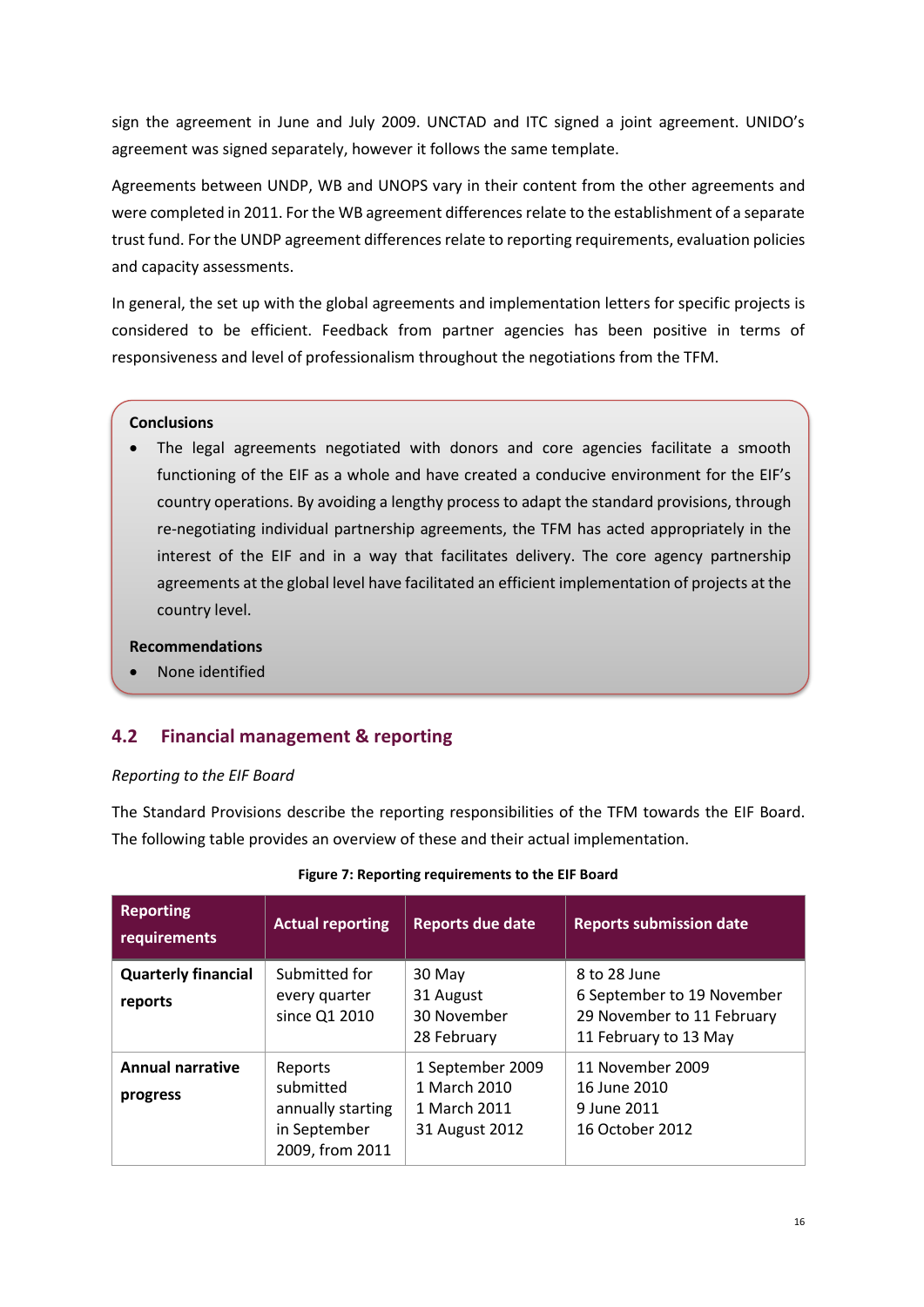sign the agreement in June and July 2009. UNCTAD and ITC signed a joint agreement. UNIDO's agreement was signed separately, however it follows the same template.

Agreements between UNDP, WB and UNOPS vary in their content from the other agreements and were completed in 2011. For the WB agreement differences relate to the establishment of a separate trust fund. For the UNDP agreement differences relate to reporting requirements, evaluation policies and capacity assessments.

In general, the set up with the global agreements and implementation letters for specific projects is considered to be efficient. Feedback from partner agencies has been positive in terms of responsiveness and level of professionalism throughout the negotiations from the TFM.

**Conclusions**

- The legal agreements negotiated with donors and core agencies facilitate a smooth functioning of the EIF as a whole and have created a conducive environment for the EIF's country operations. By avoiding a lengthy process to adapt the standard provisions, through re-negotiating individual partnership agreements, the TFM has acted appropriately in the interest of the EIF and in a way that facilitates delivery. The core agency partnership agreements at the global level have facilitated an efficient implementation of projects at the country level.

**Recommendations**

- None identified

## 4.2 Financial management & reporting

*Reporting to the EIF Board*

The Standard Provisions describe the reporting responsibilities of the TFM towards the EIF Board. The following table provides an overview of these and their actual implementation.

**Figure 7: Reporting requirements to the EIF Board**

| Reporting requirements | Actual reporting | Reports due date | Reports submission date |
|---|---|---|---|
| **Quarterly financial reports** | Submitted for every quarter since Q1 2010 | 30 May<br>31 August<br>30 November<br>28 February | 8 to 28 June<br>6 September to 19 November<br>29 November to 11 February<br>11 February to 13 May |
| **Annual narrative progress** | Reports submitted annually starting in September 2009, from 2011 | 1 September 2009<br>1 March 2010<br>1 March 2011<br>31 August 2012 | 11 November 2009<br>16 June 2010<br>9 June 2011<br>16 October 2012 |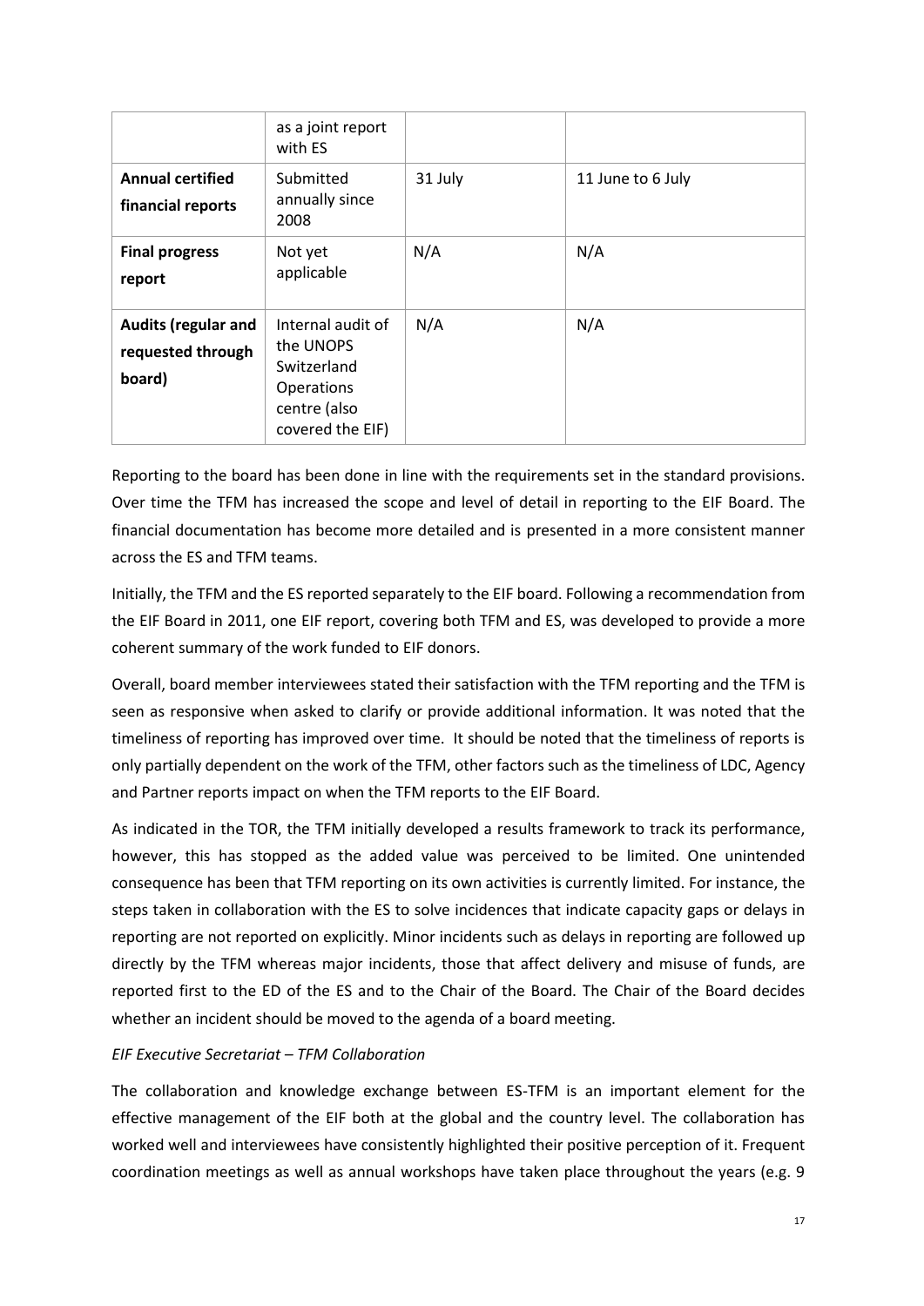| | as a joint report with ES | | |
|---|---|---|---|
| **Annual certified financial reports** | Submitted annually since 2008 | 31 July | 11 June to 6 July |
| **Final progress report** | Not yet applicable | N/A | N/A |
| **Audits (regular and requested through board)** | Internal audit of the UNOPS Switzerland Operations centre (also covered the EIF) | N/A | N/A |

Reporting to the board has been done in line with the requirements set in the standard provisions. Over time the TFM has increased the scope and level of detail in reporting to the EIF Board. The financial documentation has become more detailed and is presented in a more consistent manner across the ES and TFM teams.

Initially, the TFM and the ES reported separately to the EIF board. Following a recommendation from the EIF Board in 2011, one EIF report, covering both TFM and ES, was developed to provide a more coherent summary of the work funded to EIF donors.

Overall, board member interviewees stated their satisfaction with the TFM reporting and the TFM is seen as responsive when asked to clarify or provide additional information. It was noted that the timeliness of reporting has improved over time. It should be noted that the timeliness of reports is only partially dependent on the work of the TFM, other factors such as the timeliness of LDC, Agency and Partner reports impact on when the TFM reports to the EIF Board.

As indicated in the TOR, the TFM initially developed a results framework to track its performance, however, this has stopped as the added value was perceived to be limited. One unintended consequence has been that TFM reporting on its own activities is currently limited. For instance, the steps taken in collaboration with the ES to solve incidences that indicate capacity gaps or delays in reporting are not reported on explicitly. Minor incidents such as delays in reporting are followed up directly by the TFM whereas major incidents, those that affect delivery and misuse of funds, are reported first to the ED of the ES and to the Chair of the Board. The Chair of the Board decides whether an incident should be moved to the agenda of a board meeting.

*EIF Executive Secretariat – TFM Collaboration*

The collaboration and knowledge exchange between ES-TFM is an important element for the effective management of the EIF both at the global and the country level. The collaboration has worked well and interviewees have consistently highlighted their positive perception of it. Frequent coordination meetings as well as annual workshops have taken place throughout the years (e.g. 9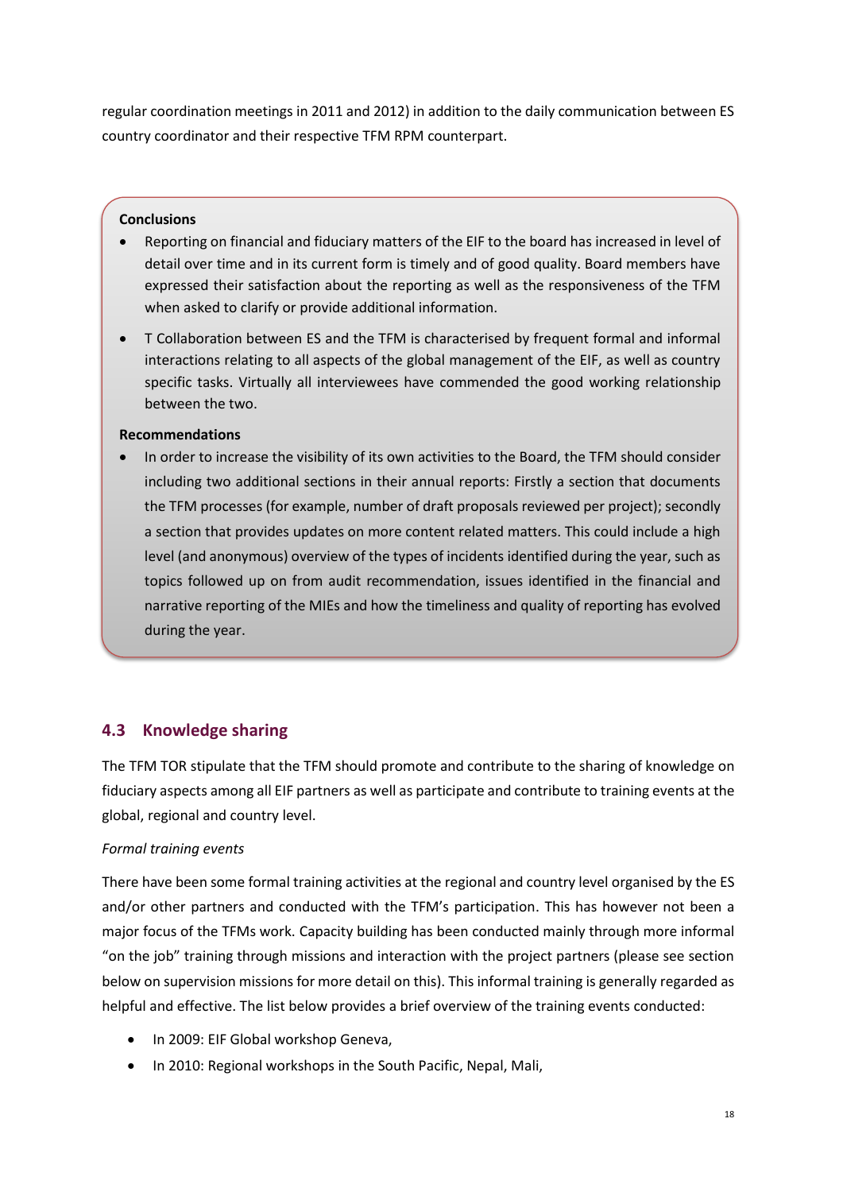regular coordination meetings in 2011 and 2012) in addition to the daily communication between ES country coordinator and their respective TFM RPM counterpart.

**Conclusions**

- Reporting on financial and fiduciary matters of the EIF to the board has increased in level of detail over time and in its current form is timely and of good quality. Board members have expressed their satisfaction about the reporting as well as the responsiveness of the TFM when asked to clarify or provide additional information.
- T Collaboration between ES and the TFM is characterised by frequent formal and informal interactions relating to all aspects of the global management of the EIF, as well as country specific tasks. Virtually all interviewees have commended the good working relationship between the two.

**Recommendations**

- In order to increase the visibility of its own activities to the Board, the TFM should consider including two additional sections in their annual reports: Firstly a section that documents the TFM processes (for example, number of draft proposals reviewed per project); secondly a section that provides updates on more content related matters. This could include a high level (and anonymous) overview of the types of incidents identified during the year, such as topics followed up on from audit recommendation, issues identified in the financial and narrative reporting of the MIEs and how the timeliness and quality of reporting has evolved during the year.

## 4.3 Knowledge sharing

The TFM TOR stipulate that the TFM should promote and contribute to the sharing of knowledge on fiduciary aspects among all EIF partners as well as participate and contribute to training events at the global, regional and country level.

*Formal training events*

There have been some formal training activities at the regional and country level organised by the ES and/or other partners and conducted with the TFM's participation. This has however not been a major focus of the TFMs work. Capacity building has been conducted mainly through more informal "on the job" training through missions and interaction with the project partners (please see section below on supervision missions for more detail on this). This informal training is generally regarded as helpful and effective. The list below provides a brief overview of the training events conducted:

- In 2009: EIF Global workshop Geneva,
- In 2010: Regional workshops in the South Pacific, Nepal, Mali,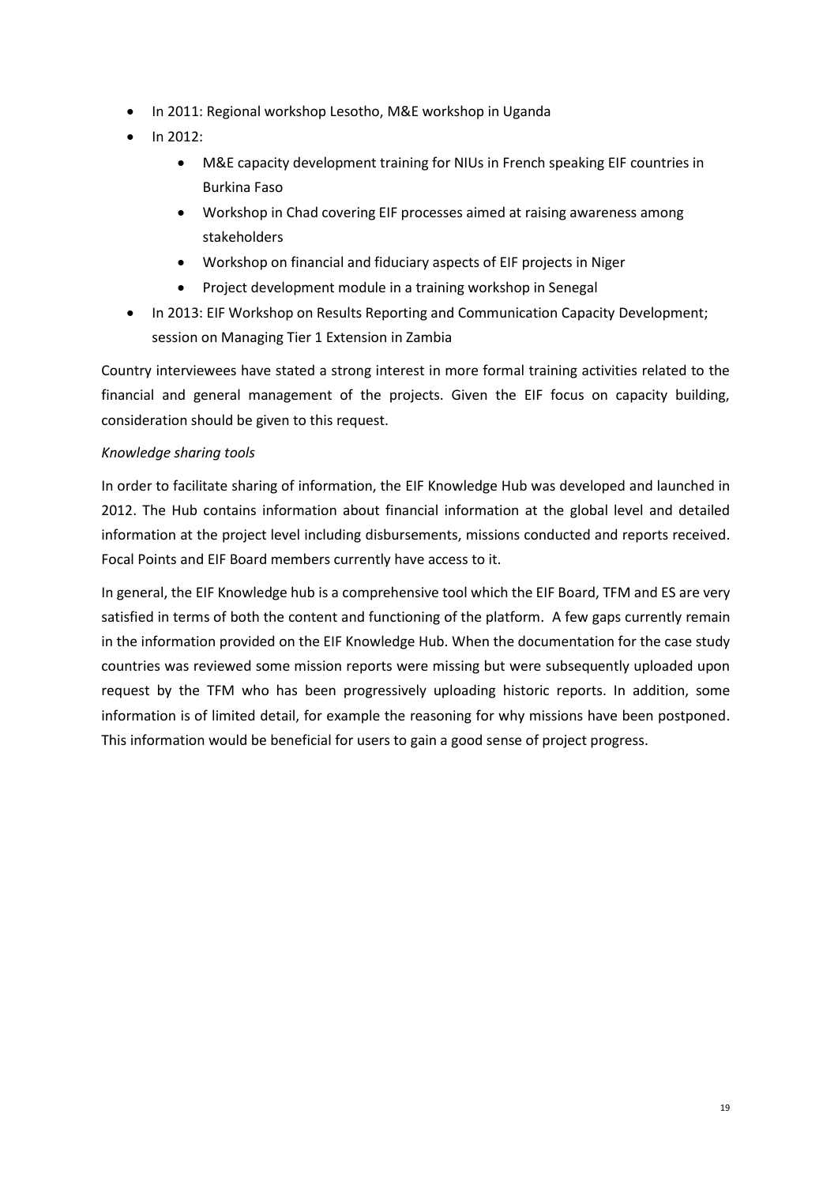- In 2011: Regional workshop Lesotho, M&E workshop in Uganda
- In 2012:
    - M&E capacity development training for NIUs in French speaking EIF countries in Burkina Faso
    - Workshop in Chad covering EIF processes aimed at raising awareness among stakeholders
    - Workshop on financial and fiduciary aspects of EIF projects in Niger
    - Project development module in a training workshop in Senegal
- In 2013: EIF Workshop on Results Reporting and Communication Capacity Development; session on Managing Tier 1 Extension in Zambia

Country interviewees have stated a strong interest in more formal training activities related to the financial and general management of the projects. Given the EIF focus on capacity building, consideration should be given to this request.

*Knowledge sharing tools*

In order to facilitate sharing of information, the EIF Knowledge Hub was developed and launched in 2012. The Hub contains information about financial information at the global level and detailed information at the project level including disbursements, missions conducted and reports received. Focal Points and EIF Board members currently have access to it.

In general, the EIF Knowledge hub is a comprehensive tool which the EIF Board, TFM and ES are very satisfied in terms of both the content and functioning of the platform. A few gaps currently remain in the information provided on the EIF Knowledge Hub. When the documentation for the case study countries was reviewed some mission reports were missing but were subsequently uploaded upon request by the TFM who has been progressively uploading historic reports. In addition, some information is of limited detail, for example the reasoning for why missions have been postponed. This information would be beneficial for users to gain a good sense of project progress.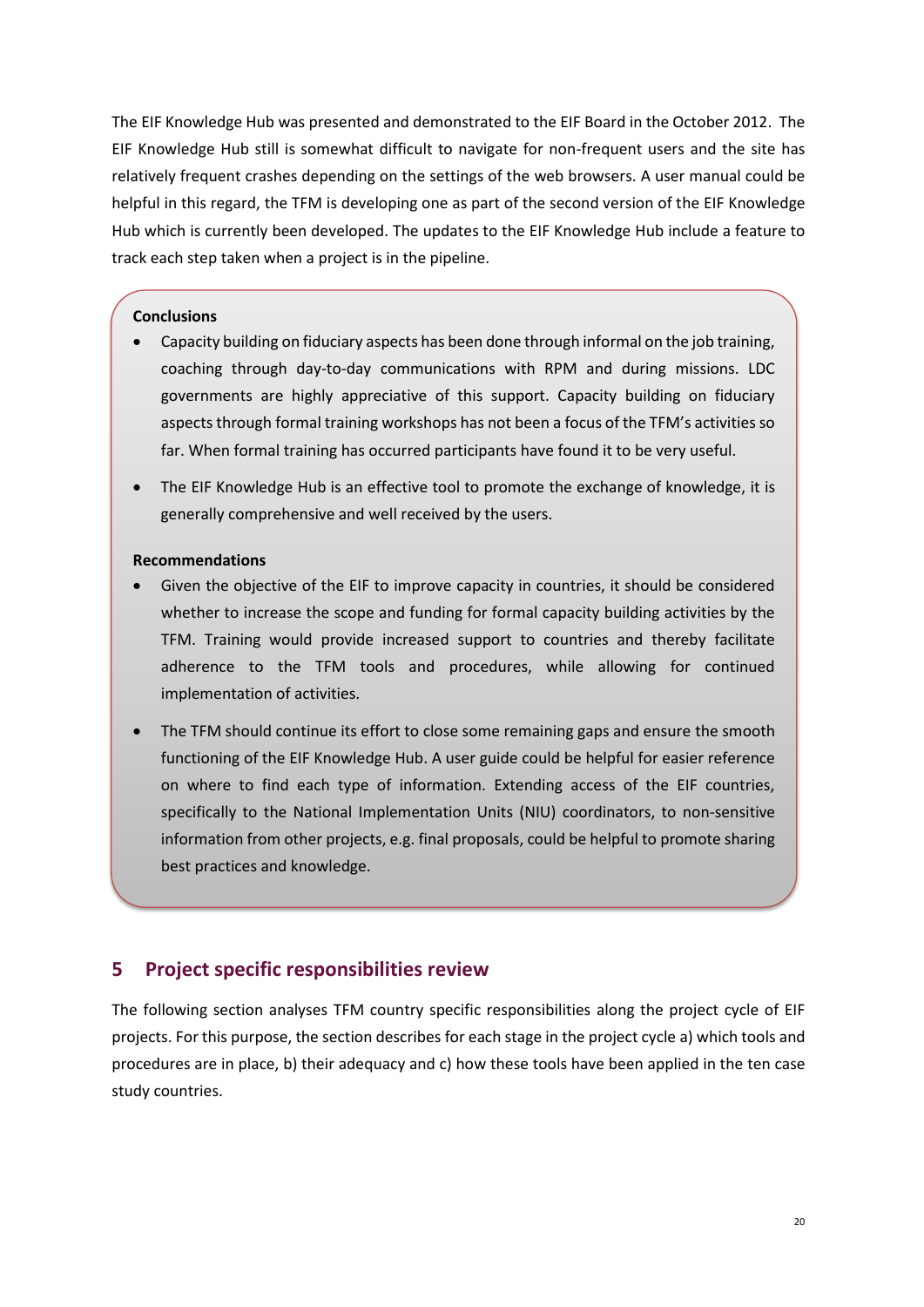The EIF Knowledge Hub was presented and demonstrated to the EIF Board in the October 2012. The EIF Knowledge Hub still is somewhat difficult to navigate for non-frequent users and the site has relatively frequent crashes depending on the settings of the web browsers. A user manual could be helpful in this regard, the TFM is developing one as part of the second version of the EIF Knowledge Hub which is currently been developed. The updates to the EIF Knowledge Hub include a feature to track each step taken when a project is in the pipeline.

**Conclusions**

- Capacity building on fiduciary aspects has been done through informal on the job training, coaching through day-to-day communications with RPM and during missions. LDC governments are highly appreciative of this support. Capacity building on fiduciary aspects through formal training workshops has not been a focus of the TFM's activities so far. When formal training has occurred participants have found it to be very useful.
- The EIF Knowledge Hub is an effective tool to promote the exchange of knowledge, it is generally comprehensive and well received by the users.

**Recommendations**

- Given the objective of the EIF to improve capacity in countries, it should be considered whether to increase the scope and funding for formal capacity building activities by the TFM. Training would provide increased support to countries and thereby facilitate adherence to the TFM tools and procedures, while allowing for continued implementation of activities.
- The TFM should continue its effort to close some remaining gaps and ensure the smooth functioning of the EIF Knowledge Hub. A user guide could be helpful for easier reference on where to find each type of information. Extending access of the EIF countries, specifically to the National Implementation Units (NIU) coordinators, to non-sensitive information from other projects, e.g. final proposals, could be helpful to promote sharing best practices and knowledge.

## 5 Project specific responsibilities review

The following section analyses TFM country specific responsibilities along the project cycle of EIF projects. For this purpose, the section describes for each stage in the project cycle a) which tools and procedures are in place, b) their adequacy and c) how these tools have been applied in the ten case study countries.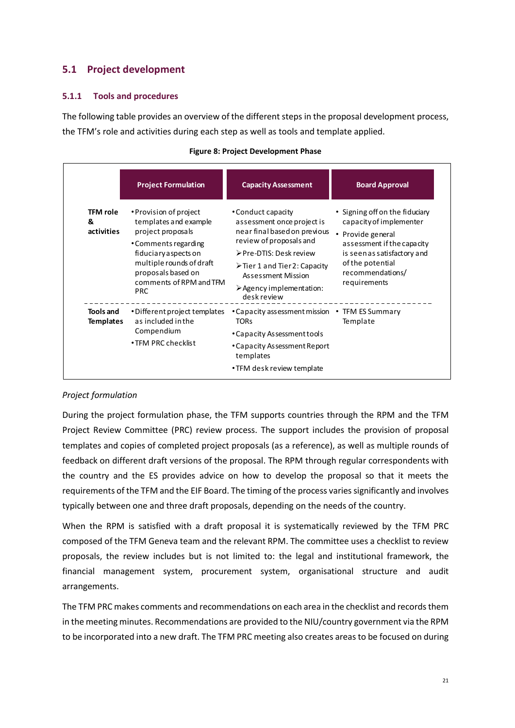## 5.1 Project development

### 5.1.1 Tools and procedures

The following table provides an overview of the different steps in the proposal development process, the TFM's role and activities during each step as well as tools and template applied.

**Figure 8: Project Development Phase**

| | Project Formulation | Capacity Assessment | Board Approval |
|---|---|---|---|
| **TFM role & activities** | • Provision of project templates and example project proposals<br>• Comments regarding fiduciary aspects on multiple rounds of draft proposals based on comments of RPM and TFM PRC | • Conduct capacity assessment once project is near final based on previous review of proposals and<br>➢ Pre-DTIS: Desk review<br>➢ Tier 1 and Tier 2: Capacity Assessment Mission<br>➢ Agency implementation: desk review | • Signing off on the fiduciary capacity of implementer<br>• Provide general assessment if the capacity is seen as satisfactory and of the potential recommendations/ requirements |
| **Tools and Templates** | • Different project templates as included in the Compendium<br>• TFM PRC checklist | • Capacity assessment mission TORs<br>• Capacity Assessment tools<br>• Capacity Assessment Report templates<br>• TFM desk review template | • TFM ES Summary Template |

*Project formulation*

During the project formulation phase, the TFM supports countries through the RPM and the TFM Project Review Committee (PRC) review process. The support includes the provision of proposal templates and copies of completed project proposals (as a reference), as well as multiple rounds of feedback on different draft versions of the proposal. The RPM through regular correspondents with the country and the ES provides advice on how to develop the proposal so that it meets the requirements of the TFM and the EIF Board. The timing of the process varies significantly and involves typically between one and three draft proposals, depending on the needs of the country.

When the RPM is satisfied with a draft proposal it is systematically reviewed by the TFM PRC composed of the TFM Geneva team and the relevant RPM. The committee uses a checklist to review proposals, the review includes but is not limited to: the legal and institutional framework, the financial management system, procurement system, organisational structure and audit arrangements.

The TFM PRC makes comments and recommendations on each area in the checklist and records them in the meeting minutes. Recommendations are provided to the NIU/country government via the RPM to be incorporated into a new draft. The TFM PRC meeting also creates areas to be focused on during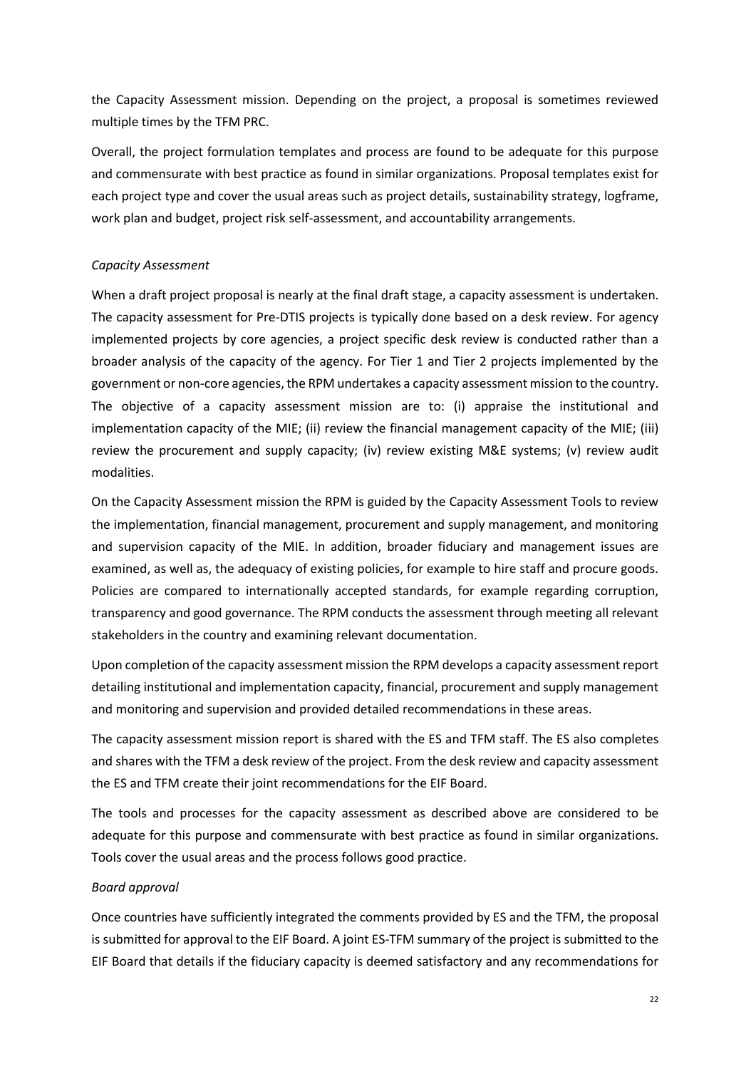the Capacity Assessment mission. Depending on the project, a proposal is sometimes reviewed multiple times by the TFM PRC.

Overall, the project formulation templates and process are found to be adequate for this purpose and commensurate with best practice as found in similar organizations. Proposal templates exist for each project type and cover the usual areas such as project details, sustainability strategy, logframe, work plan and budget, project risk self-assessment, and accountability arrangements.

*Capacity Assessment*

When a draft project proposal is nearly at the final draft stage, a capacity assessment is undertaken. The capacity assessment for Pre-DTIS projects is typically done based on a desk review. For agency implemented projects by core agencies, a project specific desk review is conducted rather than a broader analysis of the capacity of the agency. For Tier 1 and Tier 2 projects implemented by the government or non-core agencies, the RPM undertakes a capacity assessment mission to the country. The objective of a capacity assessment mission are to: (i) appraise the institutional and implementation capacity of the MIE; (ii) review the financial management capacity of the MIE; (iii) review the procurement and supply capacity; (iv) review existing M&E systems; (v) review audit modalities.

On the Capacity Assessment mission the RPM is guided by the Capacity Assessment Tools to review the implementation, financial management, procurement and supply management, and monitoring and supervision capacity of the MIE. In addition, broader fiduciary and management issues are examined, as well as, the adequacy of existing policies, for example to hire staff and procure goods. Policies are compared to internationally accepted standards, for example regarding corruption, transparency and good governance. The RPM conducts the assessment through meeting all relevant stakeholders in the country and examining relevant documentation.

Upon completion of the capacity assessment mission the RPM develops a capacity assessment report detailing institutional and implementation capacity, financial, procurement and supply management and monitoring and supervision and provided detailed recommendations in these areas.

The capacity assessment mission report is shared with the ES and TFM staff. The ES also completes and shares with the TFM a desk review of the project. From the desk review and capacity assessment the ES and TFM create their joint recommendations for the EIF Board.

The tools and processes for the capacity assessment as described above are considered to be adequate for this purpose and commensurate with best practice as found in similar organizations. Tools cover the usual areas and the process follows good practice.

*Board approval*

Once countries have sufficiently integrated the comments provided by ES and the TFM, the proposal is submitted for approval to the EIF Board. A joint ES-TFM summary of the project is submitted to the EIF Board that details if the fiduciary capacity is deemed satisfactory and any recommendations for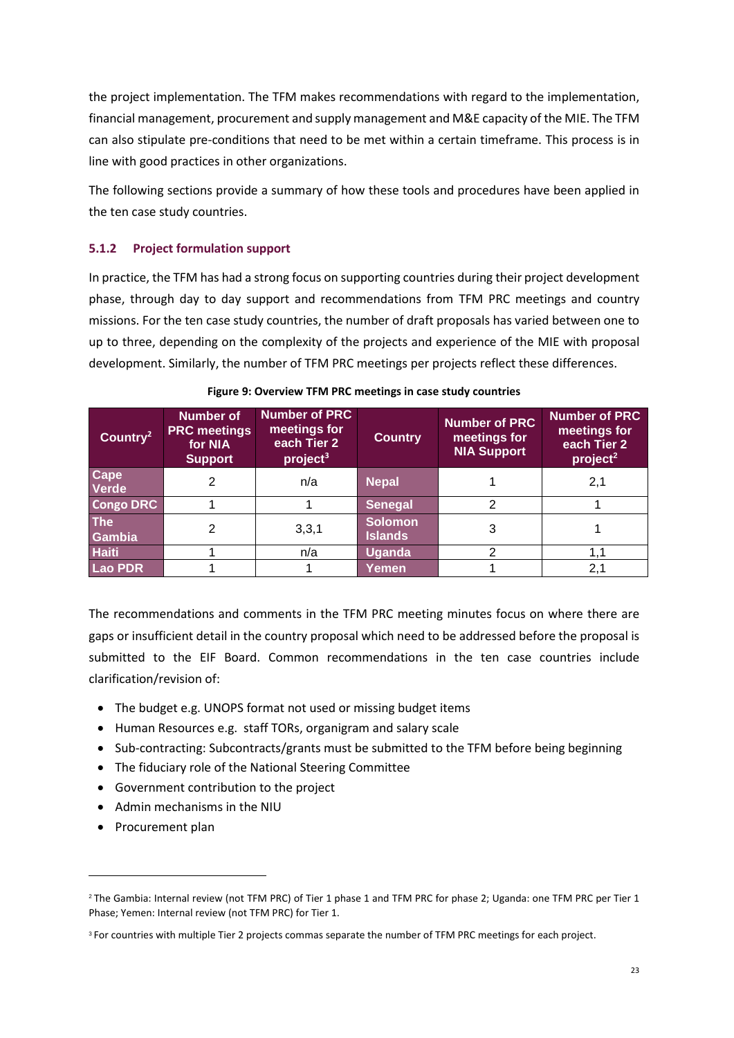the project implementation. The TFM makes recommendations with regard to the implementation, financial management, procurement and supply management and M&E capacity of the MIE. The TFM can also stipulate pre-conditions that need to be met within a certain timeframe. This process is in line with good practices in other organizations.

The following sections provide a summary of how these tools and procedures have been applied in the ten case study countries.

### 5.1.2 Project formulation support

In practice, the TFM has had a strong focus on supporting countries during their project development phase, through day to day support and recommendations from TFM PRC meetings and country missions. For the ten case study countries, the number of draft proposals has varied between one to up to three, depending on the complexity of the projects and experience of the MIE with proposal development. Similarly, the number of TFM PRC meetings per projects reflect these differences.

**Figure 9: Overview TFM PRC meetings in case study countries**

| Country[2] | Number of PRC meetings for NIA Support | Number of PRC meetings for each Tier 2 project[3] | Country | Number of PRC meetings for NIA Support | Number of PRC meetings for each Tier 2 project[2] |
|---|---|---|---|---|---|
| Cape Verde | 2 | n/a | Nepal | 1 | 2,1 |
| Congo DRC | 1 | 1 | Senegal | 2 | 1 |
| The Gambia | 2 | 3,3,1 | Solomon Islands | 3 | 1 |
| Haiti | 1 | n/a | Uganda | 2 | 1,1 |
| Lao PDR | 1 | 1 | Yemen | 1 | 2,1 |

The recommendations and comments in the TFM PRC meeting minutes focus on where there are gaps or insufficient detail in the country proposal which need to be addressed before the proposal is submitted to the EIF Board. Common recommendations in the ten case countries include clarification/revision of:

- The budget e.g. UNOPS format not used or missing budget items
- Human Resources e.g. staff TORs, organigram and salary scale
- Sub-contracting: Subcontracts/grants must be submitted to the TFM before being beginning
- The fiduciary role of the National Steering Committee
- Government contribution to the project
- Admin mechanisms in the NIU
- Procurement plan

---

[2] The Gambia: Internal review (not TFM PRC) of Tier 1 phase 1 and TFM PRC for phase 2; Uganda: one TFM PRC per Tier 1 Phase; Yemen: Internal review (not TFM PRC) for Tier 1.

[3] For countries with multiple Tier 2 projects commas separate the number of TFM PRC meetings for each project.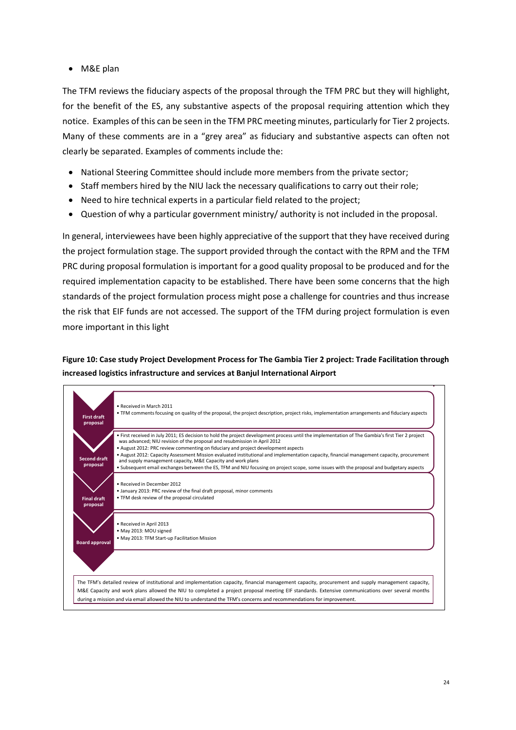- M&E plan

The TFM reviews the fiduciary aspects of the proposal through the TFM PRC but they will highlight, for the benefit of the ES, any substantive aspects of the proposal requiring attention which they notice. Examples of this can be seen in the TFM PRC meeting minutes, particularly for Tier 2 projects. Many of these comments are in a "grey area" as fiduciary and substantive aspects can often not clearly be separated. Examples of comments include the:

- National Steering Committee should include more members from the private sector;
- Staff members hired by the NIU lack the necessary qualifications to carry out their role;
- Need to hire technical experts in a particular field related to the project;
- Question of why a particular government ministry/ authority is not included in the proposal.

In general, interviewees have been highly appreciative of the support that they have received during the project formulation stage. The support provided through the contact with the RPM and the TFM PRC during proposal formulation is important for a good quality proposal to be produced and for the required implementation capacity to be established. There have been some concerns that the high standards of the project formulation process might pose a challenge for countries and thus increase the risk that EIF funds are not accessed. The support of the TFM during project formulation is even more important in this light

**Figure 10: Case study Project Development Process for The Gambia Tier 2 project: Trade Facilitation through increased logistics infrastructure and services at Banjul International Airport**

| Stage | Details |
| --- | --- |
| **First draft proposal** | • Received in March 2011<br>• TFM comments focusing on quality of the proposal, the project description, project risks, implementation arrangements and fiduciary aspects |
| **Second draft proposal** | • First received in July 2011; ES decision to hold the project development process until the implementation of The Gambia's first Tier 2 project was advanced; NIU revision of the proposal and resubmission in April 2012<br>• August 2012: PRC review commenting on fiduciary and project development aspects<br>• August 2012: Capacity Assessment Mission evaluated institutional and implementation capacity, financial management capacity, procurement and supply management capacity, M&E Capacity and work plans<br>• Subsequent email exchanges between the ES, TFM and NIU focusing on project scope, some issues with the proposal and budgetary aspects |
| **Final draft proposal** | • Received in December 2012<br>• January 2013: PRC review of the final draft proposal, minor comments<br>• TFM desk review of the proposal circulated |
| **Board approval** | • Received in April 2013<br>• May 2013: MOU signed<br>• May 2013: TFM Start-up Facilitation Mission |

The TFM's detailed review of institutional and implementation capacity, financial management capacity, procurement and supply management capacity, M&E Capacity and work plans allowed the NIU to completed a project proposal meeting EIF standards. Extensive communications over several months during a mission and via email allowed the NIU to understand the TFM's concerns and recommendations for improvement.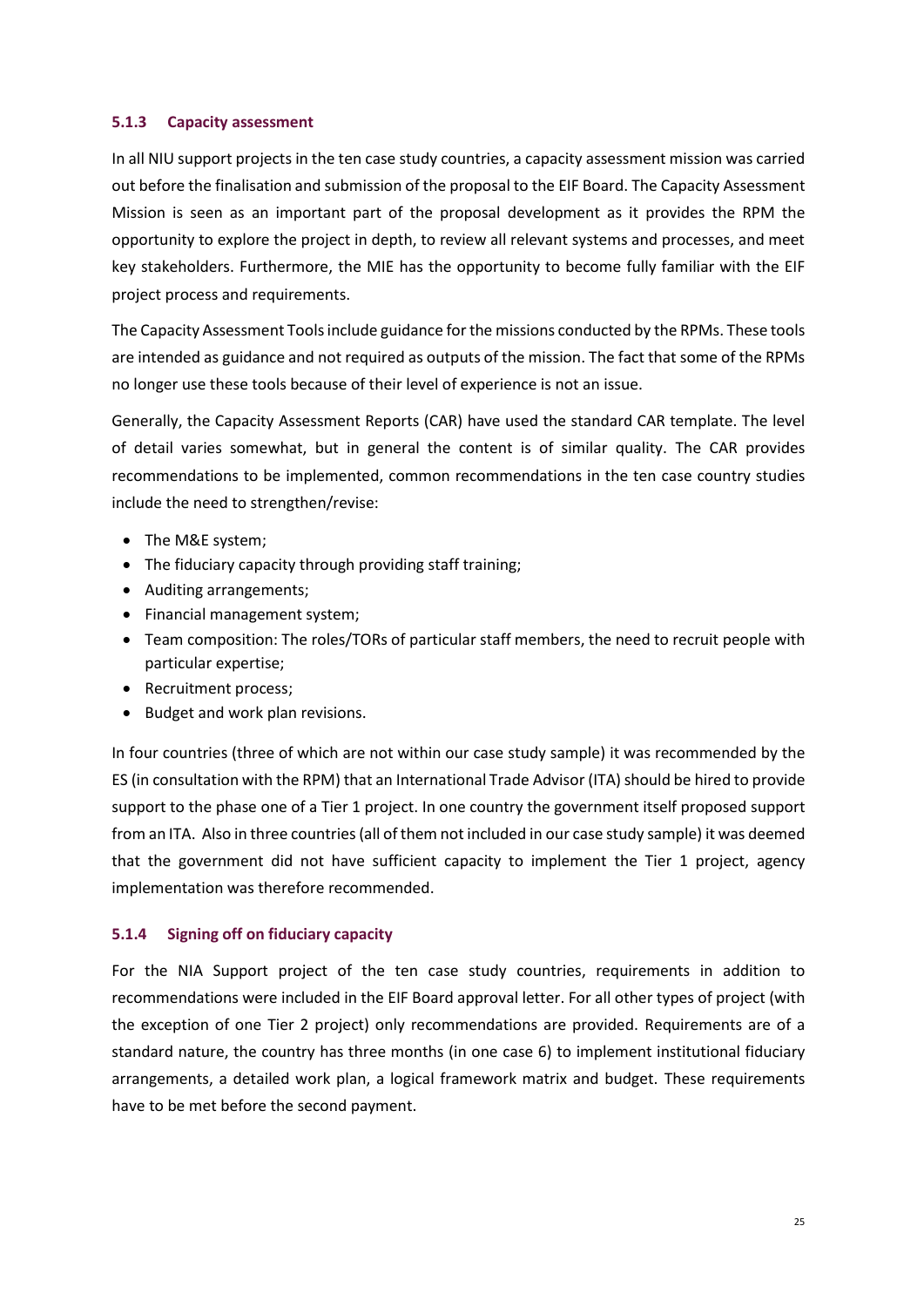### 5.1.3 Capacity assessment

In all NIU support projects in the ten case study countries, a capacity assessment mission was carried out before the finalisation and submission of the proposal to the EIF Board. The Capacity Assessment Mission is seen as an important part of the proposal development as it provides the RPM the opportunity to explore the project in depth, to review all relevant systems and processes, and meet key stakeholders. Furthermore, the MIE has the opportunity to become fully familiar with the EIF project process and requirements.

The Capacity Assessment Tools include guidance for the missions conducted by the RPMs. These tools are intended as guidance and not required as outputs of the mission. The fact that some of the RPMs no longer use these tools because of their level of experience is not an issue.

Generally, the Capacity Assessment Reports (CAR) have used the standard CAR template. The level of detail varies somewhat, but in general the content is of similar quality. The CAR provides recommendations to be implemented, common recommendations in the ten case country studies include the need to strengthen/revise:

- The M&E system;
- The fiduciary capacity through providing staff training;
- Auditing arrangements;
- Financial management system;
- Team composition: The roles/TORs of particular staff members, the need to recruit people with particular expertise;
- Recruitment process;
- Budget and work plan revisions.

In four countries (three of which are not within our case study sample) it was recommended by the ES (in consultation with the RPM) that an International Trade Advisor (ITA) should be hired to provide support to the phase one of a Tier 1 project. In one country the government itself proposed support from an ITA. Also in three countries (all of them not included in our case study sample) it was deemed that the government did not have sufficient capacity to implement the Tier 1 project, agency implementation was therefore recommended.

### 5.1.4 Signing off on fiduciary capacity

For the NIA Support project of the ten case study countries, requirements in addition to recommendations were included in the EIF Board approval letter. For all other types of project (with the exception of one Tier 2 project) only recommendations are provided. Requirements are of a standard nature, the country has three months (in one case 6) to implement institutional fiduciary arrangements, a detailed work plan, a logical framework matrix and budget. These requirements have to be met before the second payment.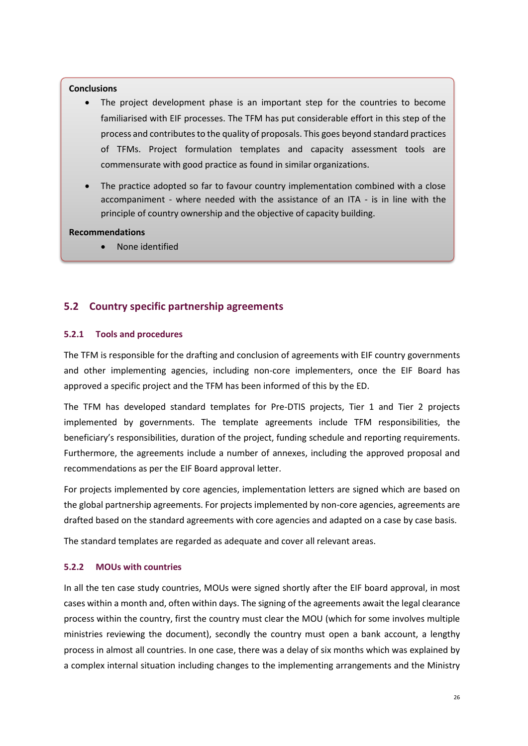**Conclusions**

- The project development phase is an important step for the countries to become familiarised with EIF processes. The TFM has put considerable effort in this step of the process and contributes to the quality of proposals. This goes beyond standard practices of TFMs. Project formulation templates and capacity assessment tools are commensurate with good practice as found in similar organizations.
- The practice adopted so far to favour country implementation combined with a close accompaniment - where needed with the assistance of an ITA - is in line with the principle of country ownership and the objective of capacity building.

**Recommendations**

- None identified

## 5.2 Country specific partnership agreements

### 5.2.1 Tools and procedures

The TFM is responsible for the drafting and conclusion of agreements with EIF country governments and other implementing agencies, including non-core implementers, once the EIF Board has approved a specific project and the TFM has been informed of this by the ED.

The TFM has developed standard templates for Pre-DTIS projects, Tier 1 and Tier 2 projects implemented by governments. The template agreements include TFM responsibilities, the beneficiary's responsibilities, duration of the project, funding schedule and reporting requirements. Furthermore, the agreements include a number of annexes, including the approved proposal and recommendations as per the EIF Board approval letter.

For projects implemented by core agencies, implementation letters are signed which are based on the global partnership agreements. For projects implemented by non-core agencies, agreements are drafted based on the standard agreements with core agencies and adapted on a case by case basis.

The standard templates are regarded as adequate and cover all relevant areas.

### 5.2.2 MOUs with countries

In all the ten case study countries, MOUs were signed shortly after the EIF board approval, in most cases within a month and, often within days. The signing of the agreements await the legal clearance process within the country, first the country must clear the MOU (which for some involves multiple ministries reviewing the document), secondly the country must open a bank account, a lengthy process in almost all countries. In one case, there was a delay of six months which was explained by a complex internal situation including changes to the implementing arrangements and the Ministry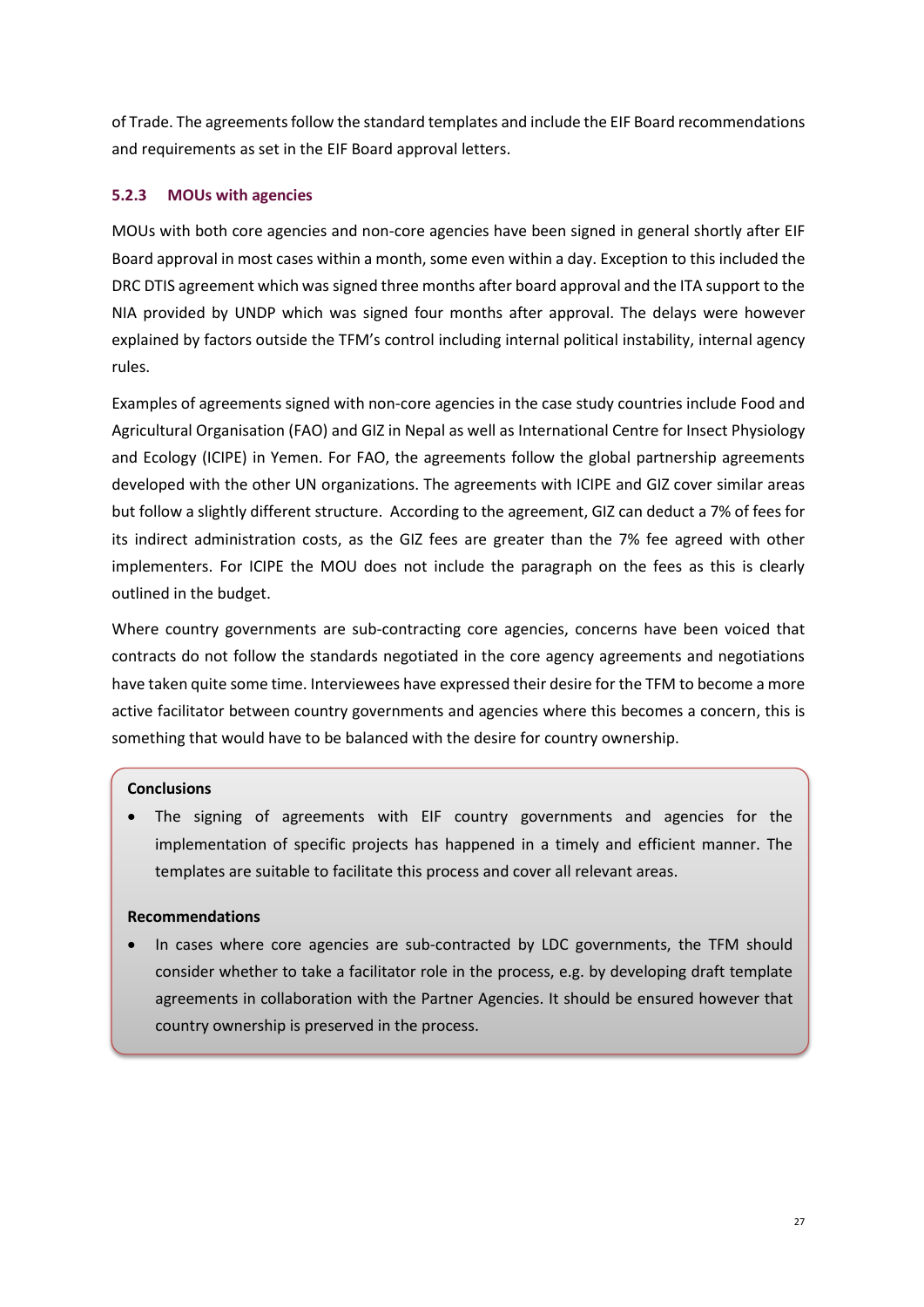of Trade. The agreements follow the standard templates and include the EIF Board recommendations and requirements as set in the EIF Board approval letters.

### 5.2.3 MOUs with agencies

MOUs with both core agencies and non-core agencies have been signed in general shortly after EIF Board approval in most cases within a month, some even within a day. Exception to this included the DRC DTIS agreement which was signed three months after board approval and the ITA support to the NIA provided by UNDP which was signed four months after approval. The delays were however explained by factors outside the TFM's control including internal political instability, internal agency rules.

Examples of agreements signed with non-core agencies in the case study countries include Food and Agricultural Organisation (FAO) and GIZ in Nepal as well as International Centre for Insect Physiology and Ecology (ICIPE) in Yemen. For FAO, the agreements follow the global partnership agreements developed with the other UN organizations. The agreements with ICIPE and GIZ cover similar areas but follow a slightly different structure. According to the agreement, GIZ can deduct a 7% of fees for its indirect administration costs, as the GIZ fees are greater than the 7% fee agreed with other implementers. For ICIPE the MOU does not include the paragraph on the fees as this is clearly outlined in the budget.

Where country governments are sub-contracting core agencies, concerns have been voiced that contracts do not follow the standards negotiated in the core agency agreements and negotiations have taken quite some time. Interviewees have expressed their desire for the TFM to become a more active facilitator between country governments and agencies where this becomes a concern, this is something that would have to be balanced with the desire for country ownership.

**Conclusions**

- The signing of agreements with EIF country governments and agencies for the implementation of specific projects has happened in a timely and efficient manner. The templates are suitable to facilitate this process and cover all relevant areas.

**Recommendations**

- In cases where core agencies are sub-contracted by LDC governments, the TFM should consider whether to take a facilitator role in the process, e.g. by developing draft template agreements in collaboration with the Partner Agencies. It should be ensured however that country ownership is preserved in the process.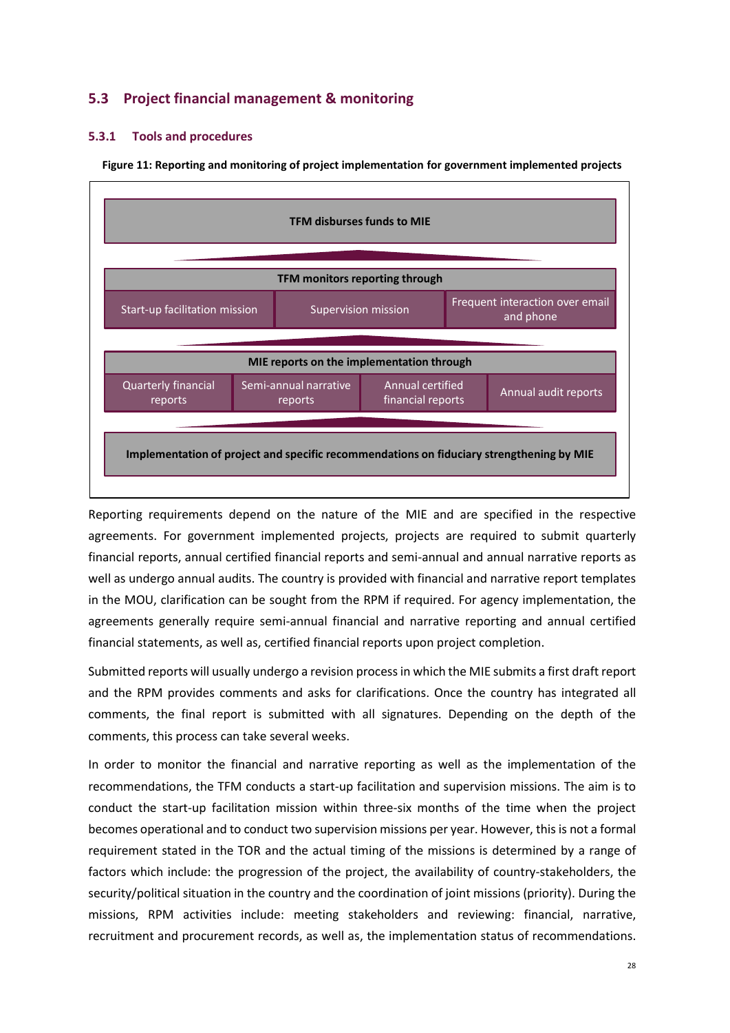## 5.3 Project financial management & monitoring

### 5.3.1 Tools and procedures

**Figure 11: Reporting and monitoring of project implementation for government implemented projects**

**TFM disburses funds to MIE**

**TFM monitors reporting through**

- Start-up facilitation mission
- Supervision mission
- Frequent interaction over email and phone

**MIE reports on the implementation through**

- Quarterly financial reports
- Semi-annual narrative reports
- Annual certified financial reports
- Annual audit reports

**Implementation of project and specific recommendations on fiduciary strengthening by MIE**

Reporting requirements depend on the nature of the MIE and are specified in the respective agreements. For government implemented projects, projects are required to submit quarterly financial reports, annual certified financial reports and semi-annual and annual narrative reports as well as undergo annual audits. The country is provided with financial and narrative report templates in the MOU, clarification can be sought from the RPM if required. For agency implementation, the agreements generally require semi-annual financial and narrative reporting and annual certified financial statements, as well as, certified financial reports upon project completion.

Submitted reports will usually undergo a revision process in which the MIE submits a first draft report and the RPM provides comments and asks for clarifications. Once the country has integrated all comments, the final report is submitted with all signatures. Depending on the depth of the comments, this process can take several weeks.

In order to monitor the financial and narrative reporting as well as the implementation of the recommendations, the TFM conducts a start-up facilitation and supervision missions. The aim is to conduct the start-up facilitation mission within three-six months of the time when the project becomes operational and to conduct two supervision missions per year. However, this is not a formal requirement stated in the TOR and the actual timing of the missions is determined by a range of factors which include: the progression of the project, the availability of country-stakeholders, the security/political situation in the country and the coordination of joint missions (priority). During the missions, RPM activities include: meeting stakeholders and reviewing: financial, narrative, recruitment and procurement records, as well as, the implementation status of recommendations.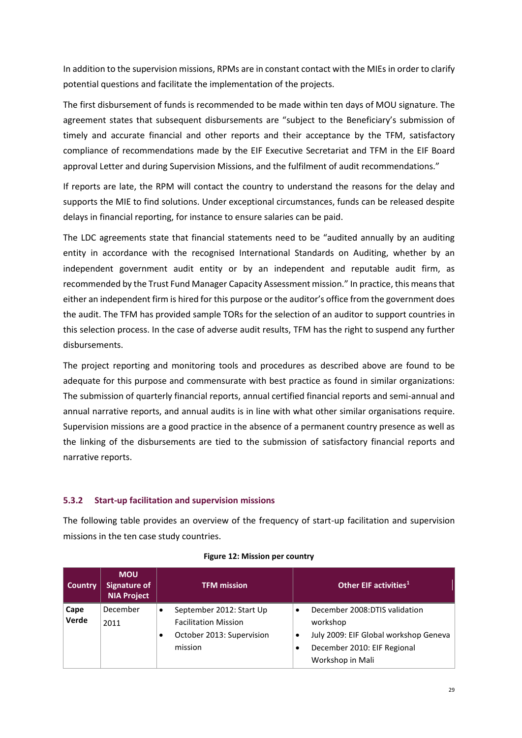In addition to the supervision missions, RPMs are in constant contact with the MIEs in order to clarify potential questions and facilitate the implementation of the projects.

The first disbursement of funds is recommended to be made within ten days of MOU signature. The agreement states that subsequent disbursements are "subject to the Beneficiary's submission of timely and accurate financial and other reports and their acceptance by the TFM, satisfactory compliance of recommendations made by the EIF Executive Secretariat and TFM in the EIF Board approval Letter and during Supervision Missions, and the fulfilment of audit recommendations."

If reports are late, the RPM will contact the country to understand the reasons for the delay and supports the MIE to find solutions. Under exceptional circumstances, funds can be released despite delays in financial reporting, for instance to ensure salaries can be paid.

The LDC agreements state that financial statements need to be "audited annually by an auditing entity in accordance with the recognised International Standards on Auditing, whether by an independent government audit entity or by an independent and reputable audit firm, as recommended by the Trust Fund Manager Capacity Assessment mission." In practice, this means that either an independent firm is hired for this purpose or the auditor's office from the government does the audit. The TFM has provided sample TORs for the selection of an auditor to support countries in this selection process. In the case of adverse audit results, TFM has the right to suspend any further disbursements.

The project reporting and monitoring tools and procedures as described above are found to be adequate for this purpose and commensurate with best practice as found in similar organizations: The submission of quarterly financial reports, annual certified financial reports and semi-annual and annual narrative reports, and annual audits is in line with what other similar organisations require. Supervision missions are a good practice in the absence of a permanent country presence as well as the linking of the disbursements are tied to the submission of satisfactory financial reports and narrative reports.

### 5.3.2 Start-up facilitation and supervision missions

The following table provides an overview of the frequency of start-up facilitation and supervision missions in the ten case study countries.

**Figure 12: Mission per country**

| Country | MOU Signature of NIA Project | TFM mission | Other EIF activities[1] |
|---|---|---|---|
| **Cape Verde** | December 2011 | • September 2012: Start Up Facilitation Mission<br>• October 2013: Supervision mission | • December 2008:DTIS validation workshop<br>• July 2009: EIF Global workshop Geneva<br>• December 2010: EIF Regional Workshop in Mali |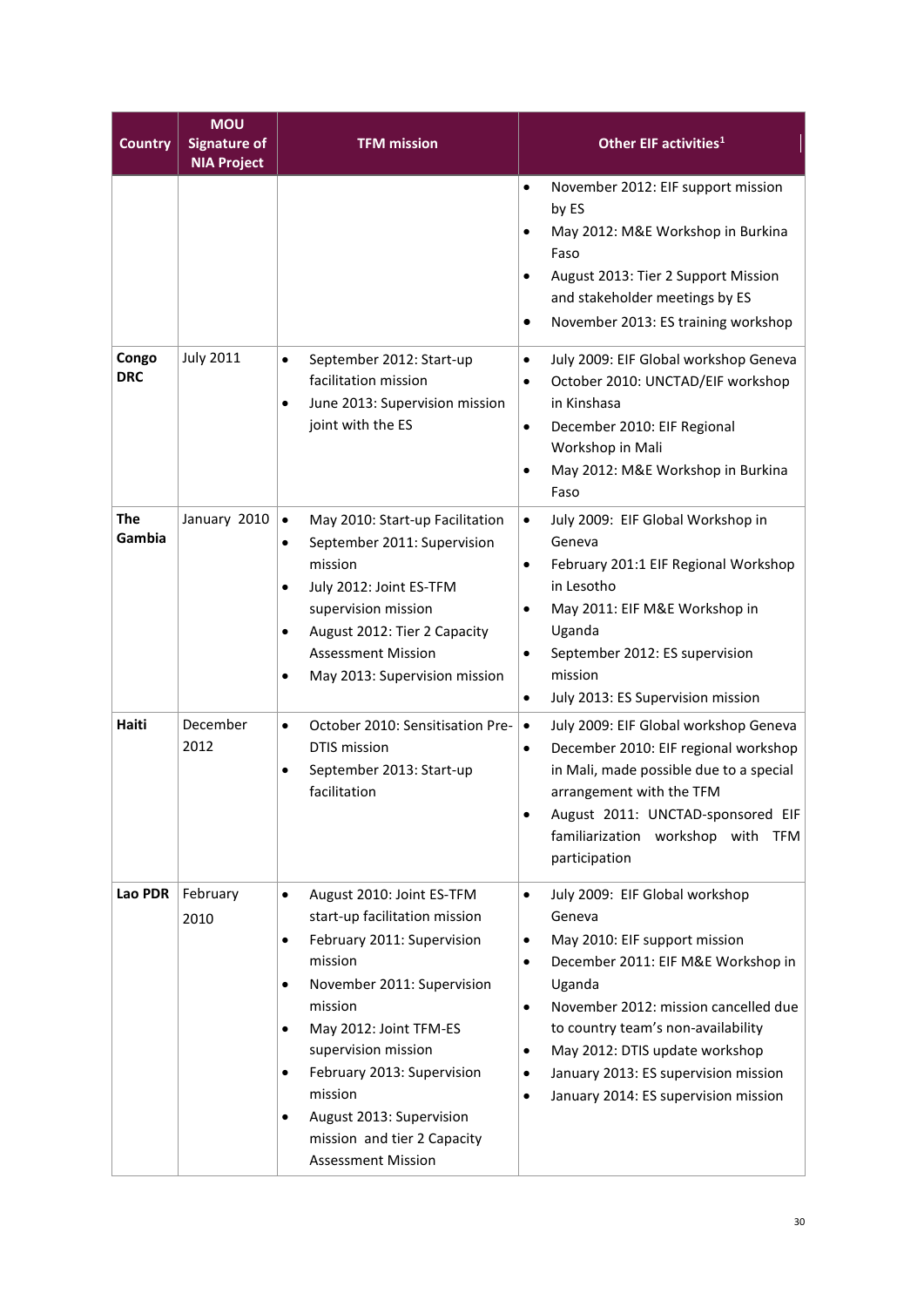| Country | MOU Signature of NIA Project | TFM mission | Other EIF activities[1] |
|---|---|---|---|
| | | | • November 2012: EIF support mission by ES<br>• May 2012: M&E Workshop in Burkina Faso<br>• August 2013: Tier 2 Support Mission and stakeholder meetings by ES<br>• November 2013: ES training workshop |
| **Congo DRC** | July 2011 | • September 2012: Start-up facilitation mission<br>• June 2013: Supervision mission joint with the ES | • July 2009: EIF Global workshop Geneva<br>• October 2010: UNCTAD/EIF workshop in Kinshasa<br>• December 2010: EIF Regional Workshop in Mali<br>• May 2012: M&E Workshop in Burkina Faso |
| **The Gambia** | January 2010 | • May 2010: Start-up Facilitation<br>• September 2011: Supervision mission<br>• July 2012: Joint ES-TFM supervision mission<br>• August 2012: Tier 2 Capacity Assessment Mission<br>• May 2013: Supervision mission | • July 2009: EIF Global Workshop in Geneva<br>• February 201:1 EIF Regional Workshop in Lesotho<br>• May 2011: EIF M&E Workshop in Uganda<br>• September 2012: ES supervision mission<br>• July 2013: ES Supervision mission |
| **Haiti** | December 2012 | • October 2010: Sensitisation Pre-DTIS mission<br>• September 2013: Start-up facilitation | • July 2009: EIF Global workshop Geneva<br>• December 2010: EIF regional workshop in Mali, made possible due to a special arrangement with the TFM<br>• August 2011: UNCTAD-sponsored EIF familiarization workshop with TFM participation |
| **Lao PDR** | February 2010 | • August 2010: Joint ES-TFM start-up facilitation mission<br>• February 2011: Supervision mission<br>• November 2011: Supervision mission<br>• May 2012: Joint TFM-ES supervision mission<br>• February 2013: Supervision mission<br>• August 2013: Supervision mission and tier 2 Capacity Assessment Mission | • July 2009: EIF Global workshop Geneva<br>• May 2010: EIF support mission<br>• December 2011: EIF M&E Workshop in Uganda<br>• November 2012: mission cancelled due to country team's non-availability<br>• May 2012: DTIS update workshop<br>• January 2013: ES supervision mission<br>• January 2014: ES supervision mission |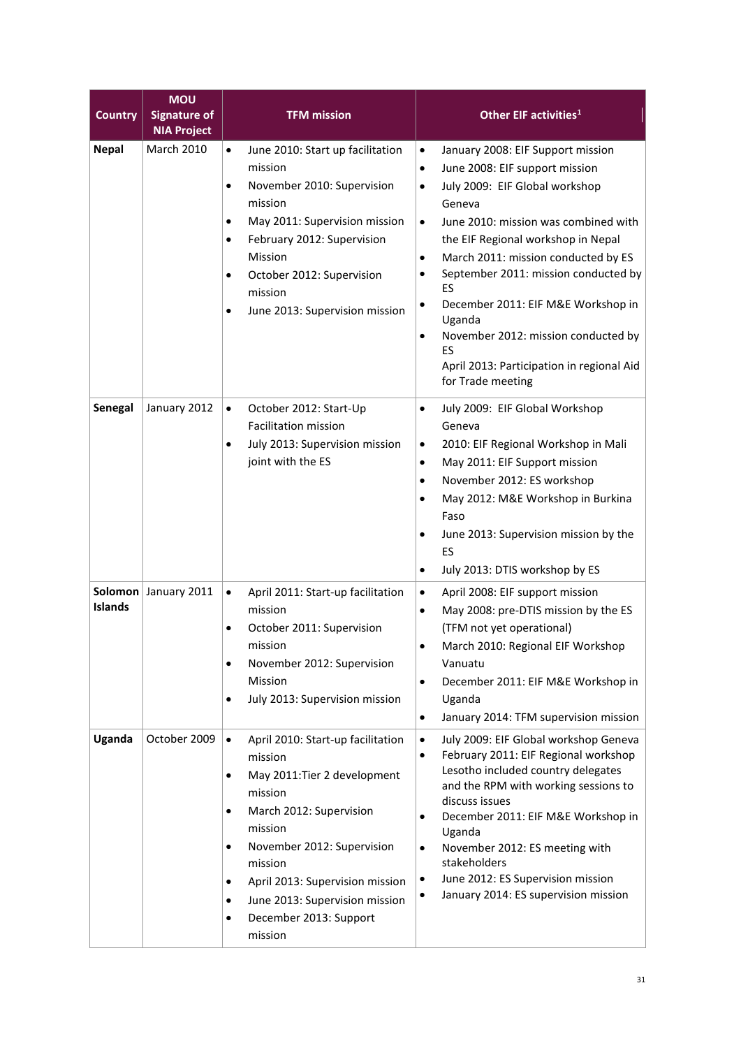| Country | MOU Signature of NIA Project | TFM mission | Other EIF activities[1] |
|---|---|---|---|
| **Nepal** | March 2010 | • June 2010: Start up facilitation mission<br>• November 2010: Supervision mission<br>• May 2011: Supervision mission<br>• February 2012: Supervision Mission<br>• October 2012: Supervision mission<br>• June 2013: Supervision mission | • January 2008: EIF Support mission<br>• June 2008: EIF support mission<br>• July 2009: EIF Global workshop Geneva<br>• June 2010: mission was combined with the EIF Regional workshop in Nepal<br>• March 2011: mission conducted by ES<br>• September 2011: mission conducted by ES<br>• December 2011: EIF M&E Workshop in Uganda<br>• November 2012: mission conducted by ES<br>April 2013: Participation in regional Aid for Trade meeting |
| **Senegal** | January 2012 | • October 2012: Start-Up Facilitation mission<br>• July 2013: Supervision mission joint with the ES | • July 2009: EIF Global Workshop Geneva<br>• 2010: EIF Regional Workshop in Mali<br>• May 2011: EIF Support mission<br>• November 2012: ES workshop<br>• May 2012: M&E Workshop in Burkina Faso<br>• June 2013: Supervision mission by the ES<br>• July 2013: DTIS workshop by ES |
| **Solomon Islands** | January 2011 | • April 2011: Start-up facilitation mission<br>• October 2011: Supervision mission<br>• November 2012: Supervision Mission<br>• July 2013: Supervision mission | • April 2008: EIF support mission<br>• May 2008: pre-DTIS mission by the ES (TFM not yet operational)<br>• March 2010: Regional EIF Workshop Vanuatu<br>• December 2011: EIF M&E Workshop in Uganda<br>• January 2014: TFM supervision mission |
| **Uganda** | October 2009 | • April 2010: Start-up facilitation mission<br>• May 2011:Tier 2 development mission<br>• March 2012: Supervision mission<br>• November 2012: Supervision mission<br>• April 2013: Supervision mission<br>• June 2013: Supervision mission<br>• December 2013: Support mission | • July 2009: EIF Global workshop Geneva<br>• February 2011: EIF Regional workshop Lesotho included country delegates and the RPM with working sessions to discuss issues<br>• December 2011: EIF M&E Workshop in Uganda<br>• November 2012: ES meeting with stakeholders<br>• June 2012: ES Supervision mission<br>• January 2014: ES supervision mission |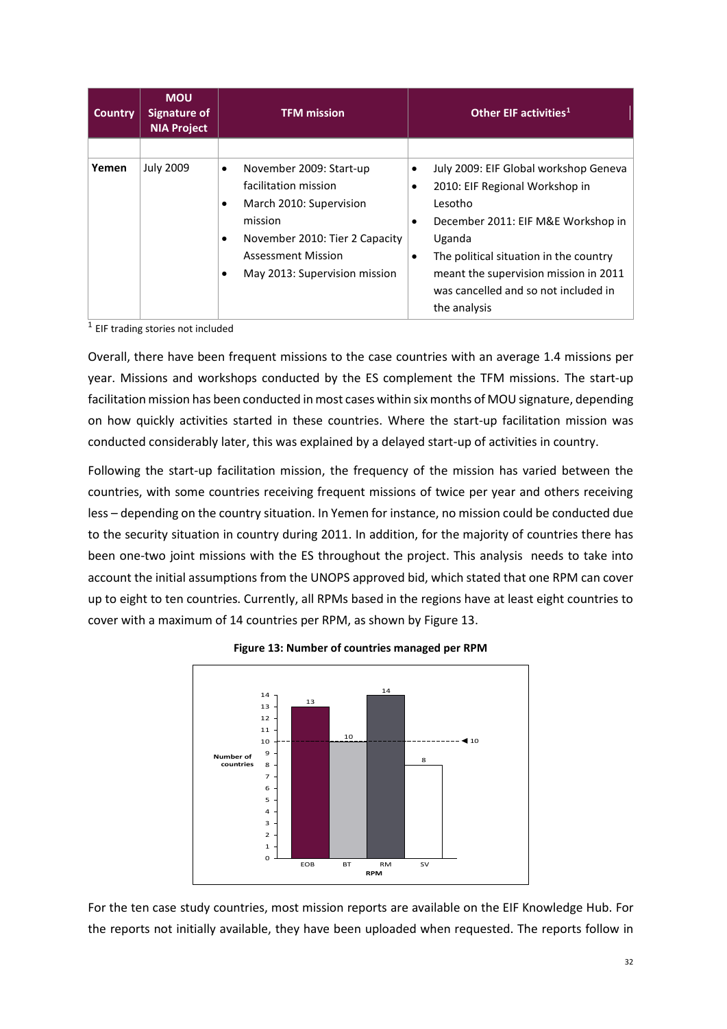| Country | MOU Signature of NIA Project | TFM mission | Other EIF activities[1] |
|---|---|---|---|
| | | | |
| Yemen | July 2009 | • November 2009: Start-up facilitation mission<br>• March 2010: Supervision mission<br>• November 2010: Tier 2 Capacity Assessment Mission<br>• May 2013: Supervision mission | • July 2009: EIF Global workshop Geneva<br>• 2010: EIF Regional Workshop in Lesotho<br>• December 2011: EIF M&E Workshop in Uganda<br>• The political situation in the country meant the supervision mission in 2011 was cancelled and so not included in the analysis |

[1] EIF trading stories not included

Overall, there have been frequent missions to the case countries with an average 1.4 missions per year. Missions and workshops conducted by the ES complement the TFM missions. The start-up facilitation mission has been conducted in most cases within six months of MOU signature, depending on how quickly activities started in these countries. Where the start-up facilitation mission was conducted considerably later, this was explained by a delayed start-up of activities in country.

Following the start-up facilitation mission, the frequency of the mission has varied between the countries, with some countries receiving frequent missions of twice per year and others receiving less – depending on the country situation. In Yemen for instance, no mission could be conducted due to the security situation in country during 2011. In addition, for the majority of countries there has been one-two joint missions with the ES throughout the project. This analysis needs to take into account the initial assumptions from the UNOPS approved bid, which stated that one RPM can cover up to eight to ten countries. Currently, all RPMs based in the regions have at least eight countries to cover with a maximum of 14 countries per RPM, as shown by Figure 13.

**Figure 13: Number of countries managed per RPM**

| RPM | Number of countries |
|---|---|
| EOB | 13 |
| BT | 10 |
| RM | 14 |
| SV | 8 |

For the ten case study countries, most mission reports are available on the EIF Knowledge Hub. For the reports not initially available, they have been uploaded when requested. The reports follow in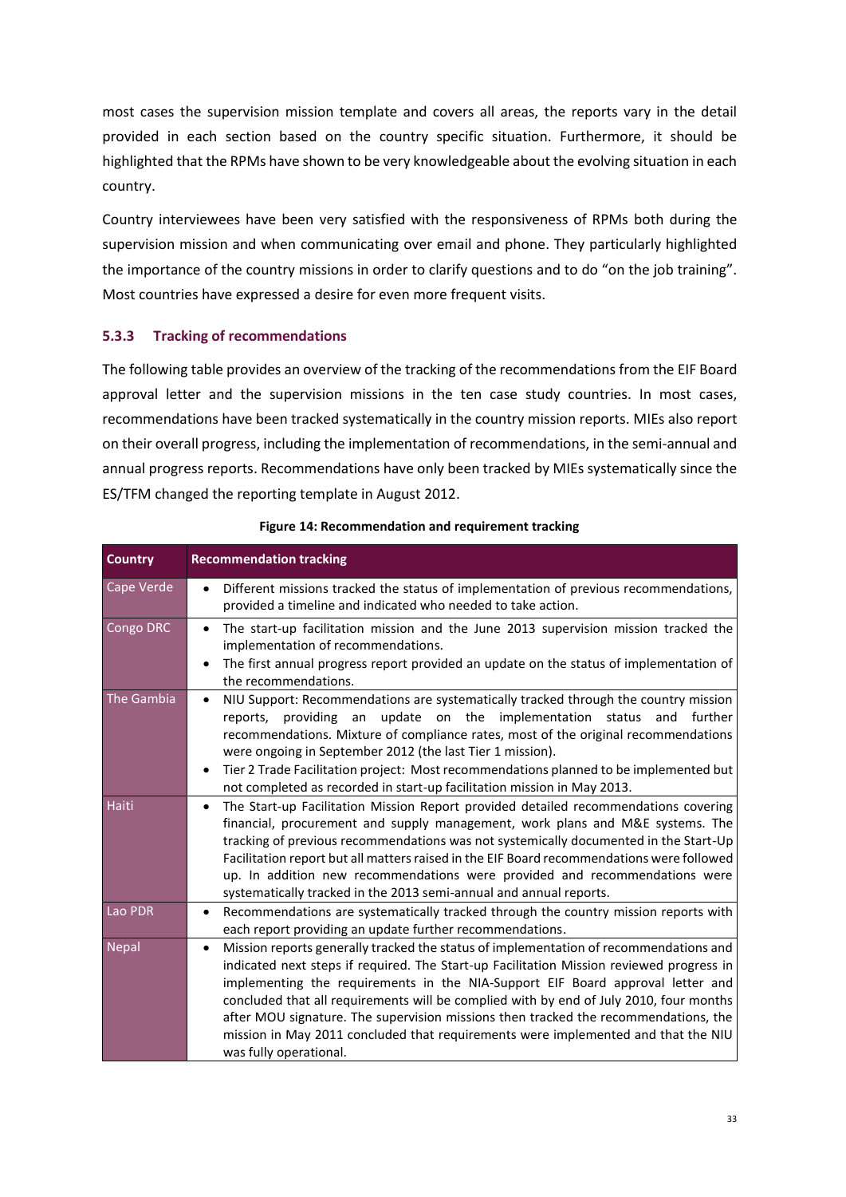most cases the supervision mission template and covers all areas, the reports vary in the detail provided in each section based on the country specific situation. Furthermore, it should be highlighted that the RPMs have shown to be very knowledgeable about the evolving situation in each country.

Country interviewees have been very satisfied with the responsiveness of RPMs both during the supervision mission and when communicating over email and phone. They particularly highlighted the importance of the country missions in order to clarify questions and to do "on the job training". Most countries have expressed a desire for even more frequent visits.

### 5.3.3 Tracking of recommendations

The following table provides an overview of the tracking of the recommendations from the EIF Board approval letter and the supervision missions in the ten case study countries. In most cases, recommendations have been tracked systematically in the country mission reports. MIEs also report on their overall progress, including the implementation of recommendations, in the semi-annual and annual progress reports. Recommendations have only been tracked by MIEs systematically since the ES/TFM changed the reporting template in August 2012.

**Figure 14: Recommendation and requirement tracking**

| Country | Recommendation tracking |
|---|---|
| Cape Verde | • Different missions tracked the status of implementation of previous recommendations, provided a timeline and indicated who needed to take action. |
| Congo DRC | • The start-up facilitation mission and the June 2013 supervision mission tracked the implementation of recommendations.<br>• The first annual progress report provided an update on the status of implementation of the recommendations. |
| The Gambia | • NIU Support: Recommendations are systematically tracked through the country mission reports, providing an update on the implementation status and further recommendations. Mixture of compliance rates, most of the original recommendations were ongoing in September 2012 (the last Tier 1 mission).<br>• Tier 2 Trade Facilitation project: Most recommendations planned to be implemented but not completed as recorded in start-up facilitation mission in May 2013. |
| Haiti | • The Start-up Facilitation Mission Report provided detailed recommendations covering financial, procurement and supply management, work plans and M&E systems. The tracking of previous recommendations was not systemically documented in the Start-Up Facilitation report but all matters raised in the EIF Board recommendations were followed up. In addition new recommendations were provided and recommendations were systematically tracked in the 2013 semi-annual and annual reports. |
| Lao PDR | • Recommendations are systematically tracked through the country mission reports with each report providing an update further recommendations. |
| Nepal | • Mission reports generally tracked the status of implementation of recommendations and indicated next steps if required. The Start-up Facilitation Mission reviewed progress in implementing the requirements in the NIA-Support EIF Board approval letter and concluded that all requirements will be complied with by end of July 2010, four months after MOU signature. The supervision missions then tracked the recommendations, the mission in May 2011 concluded that requirements were implemented and that the NIU was fully operational. |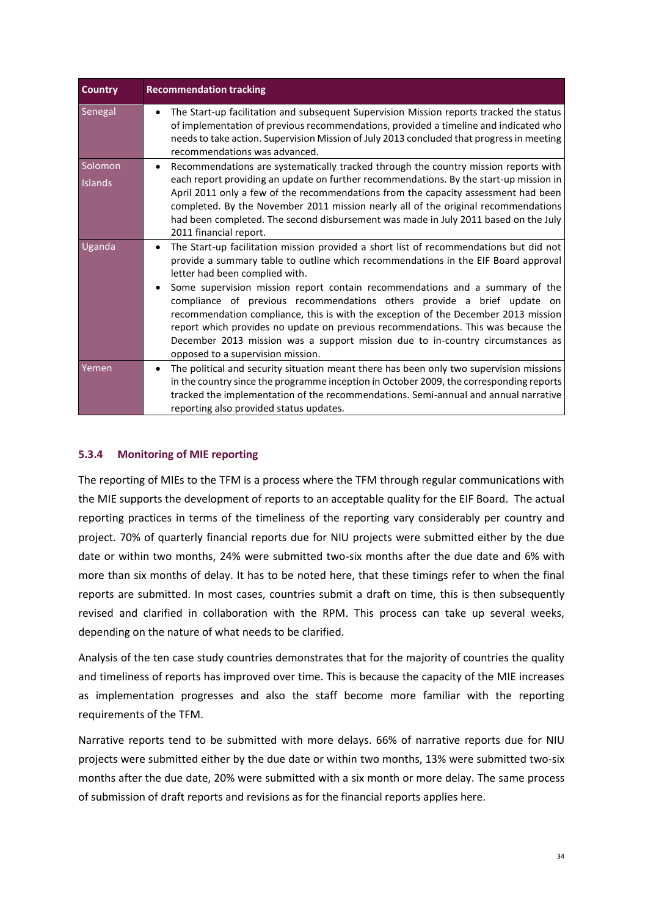| Country | Recommendation tracking |
|---|---|
| Senegal | • The Start-up facilitation and subsequent Supervision Mission reports tracked the status of implementation of previous recommendations, provided a timeline and indicated who needs to take action. Supervision Mission of July 2013 concluded that progress in meeting recommendations was advanced. |
| Solomon Islands | • Recommendations are systematically tracked through the country mission reports with each report providing an update on further recommendations. By the start-up mission in April 2011 only a few of the recommendations from the capacity assessment had been completed. By the November 2011 mission nearly all of the original recommendations had been completed. The second disbursement was made in July 2011 based on the July 2011 financial report. |
| Uganda | • The Start-up facilitation mission provided a short list of recommendations but did not provide a summary table to outline which recommendations in the EIF Board approval letter had been complied with. <br> • Some supervision mission report contain recommendations and a summary of the compliance of previous recommendations others provide a brief update on recommendation compliance, this is with the exception of the December 2013 mission report which provides no update on previous recommendations. This was because the December 2013 mission was a support mission due to in-country circumstances as opposed to a supervision mission. |
| Yemen | • The political and security situation meant there has been only two supervision missions in the country since the programme inception in October 2009, the corresponding reports tracked the implementation of the recommendations. Semi-annual and annual narrative reporting also provided status updates. |

### 5.3.4 Monitoring of MIE reporting

The reporting of MIEs to the TFM is a process where the TFM through regular communications with the MIE supports the development of reports to an acceptable quality for the EIF Board. The actual reporting practices in terms of the timeliness of the reporting vary considerably per country and project. 70% of quarterly financial reports due for NIU projects were submitted either by the due date or within two months, 24% were submitted two-six months after the due date and 6% with more than six months of delay. It has to be noted here, that these timings refer to when the final reports are submitted. In most cases, countries submit a draft on time, this is then subsequently revised and clarified in collaboration with the RPM. This process can take up several weeks, depending on the nature of what needs to be clarified.

Analysis of the ten case study countries demonstrates that for the majority of countries the quality and timeliness of reports has improved over time. This is because the capacity of the MIE increases as implementation progresses and also the staff become more familiar with the reporting requirements of the TFM.

Narrative reports tend to be submitted with more delays. 66% of narrative reports due for NIU projects were submitted either by the due date or within two months, 13% were submitted two-six months after the due date, 20% were submitted with a six month or more delay. The same process of submission of draft reports and revisions as for the financial reports applies here.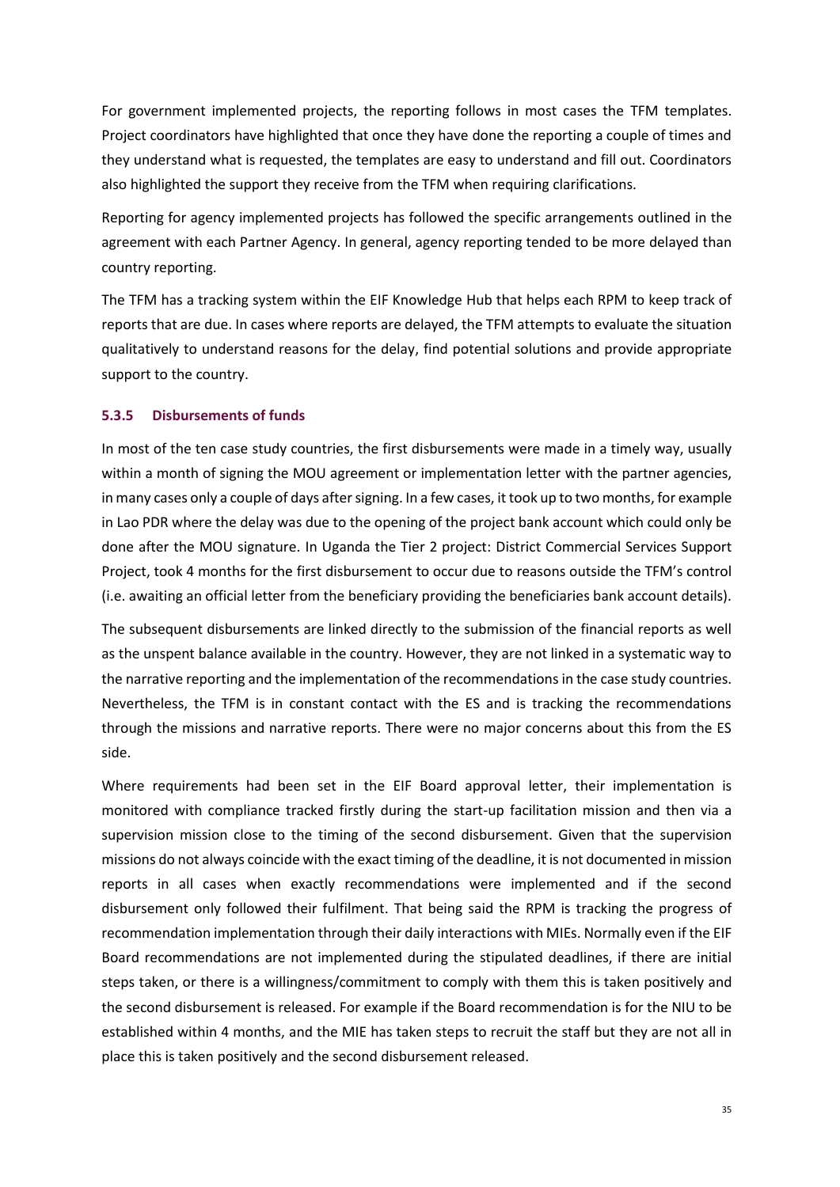For government implemented projects, the reporting follows in most cases the TFM templates. Project coordinators have highlighted that once they have done the reporting a couple of times and they understand what is requested, the templates are easy to understand and fill out. Coordinators also highlighted the support they receive from the TFM when requiring clarifications.

Reporting for agency implemented projects has followed the specific arrangements outlined in the agreement with each Partner Agency. In general, agency reporting tended to be more delayed than country reporting.

The TFM has a tracking system within the EIF Knowledge Hub that helps each RPM to keep track of reports that are due. In cases where reports are delayed, the TFM attempts to evaluate the situation qualitatively to understand reasons for the delay, find potential solutions and provide appropriate support to the country.

### 5.3.5 Disbursements of funds

In most of the ten case study countries, the first disbursements were made in a timely way, usually within a month of signing the MOU agreement or implementation letter with the partner agencies, in many cases only a couple of days after signing. In a few cases, it took up to two months, for example in Lao PDR where the delay was due to the opening of the project bank account which could only be done after the MOU signature. In Uganda the Tier 2 project: District Commercial Services Support Project, took 4 months for the first disbursement to occur due to reasons outside the TFM's control (i.e. awaiting an official letter from the beneficiary providing the beneficiaries bank account details).

The subsequent disbursements are linked directly to the submission of the financial reports as well as the unspent balance available in the country. However, they are not linked in a systematic way to the narrative reporting and the implementation of the recommendations in the case study countries. Nevertheless, the TFM is in constant contact with the ES and is tracking the recommendations through the missions and narrative reports. There were no major concerns about this from the ES side.

Where requirements had been set in the EIF Board approval letter, their implementation is monitored with compliance tracked firstly during the start-up facilitation mission and then via a supervision mission close to the timing of the second disbursement. Given that the supervision missions do not always coincide with the exact timing of the deadline, it is not documented in mission reports in all cases when exactly recommendations were implemented and if the second disbursement only followed their fulfilment. That being said the RPM is tracking the progress of recommendation implementation through their daily interactions with MIEs. Normally even if the EIF Board recommendations are not implemented during the stipulated deadlines, if there are initial steps taken, or there is a willingness/commitment to comply with them this is taken positively and the second disbursement is released. For example if the Board recommendation is for the NIU to be established within 4 months, and the MIE has taken steps to recruit the staff but they are not all in place this is taken positively and the second disbursement released.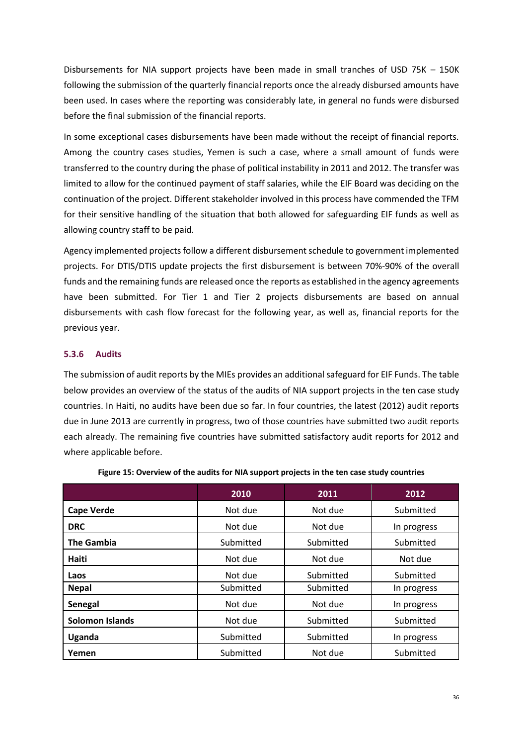Disbursements for NIA support projects have been made in small tranches of USD 75K – 150K following the submission of the quarterly financial reports once the already disbursed amounts have been used. In cases where the reporting was considerably late, in general no funds were disbursed before the final submission of the financial reports.

In some exceptional cases disbursements have been made without the receipt of financial reports. Among the country cases studies, Yemen is such a case, where a small amount of funds were transferred to the country during the phase of political instability in 2011 and 2012. The transfer was limited to allow for the continued payment of staff salaries, while the EIF Board was deciding on the continuation of the project. Different stakeholder involved in this process have commended the TFM for their sensitive handling of the situation that both allowed for safeguarding EIF funds as well as allowing country staff to be paid.

Agency implemented projects follow a different disbursement schedule to government implemented projects. For DTIS/DTIS update projects the first disbursement is between 70%-90% of the overall funds and the remaining funds are released once the reports as established in the agency agreements have been submitted. For Tier 1 and Tier 2 projects disbursements are based on annual disbursements with cash flow forecast for the following year, as well as, financial reports for the previous year.

### 5.3.6 Audits

The submission of audit reports by the MIEs provides an additional safeguard for EIF Funds. The table below provides an overview of the status of the audits of NIA support projects in the ten case study countries. In Haiti, no audits have been due so far. In four countries, the latest (2012) audit reports due in June 2013 are currently in progress, two of those countries have submitted two audit reports each already. The remaining five countries have submitted satisfactory audit reports for 2012 and where applicable before.

**Figure 15: Overview of the audits for NIA support projects in the ten case study countries**

| | 2010 | 2011 | 2012 |
|---|---|---|---|
| **Cape Verde** | Not due | Not due | Submitted |
| **DRC** | Not due | Not due | In progress |
| **The Gambia** | Submitted | Submitted | Submitted |
| **Haiti** | Not due | Not due | Not due |
| **Laos** | Not due | Submitted | Submitted |
| **Nepal** | Submitted | Submitted | In progress |
| **Senegal** | Not due | Not due | In progress |
| **Solomon Islands** | Not due | Submitted | Submitted |
| **Uganda** | Submitted | Submitted | In progress |
| **Yemen** | Submitted | Not due | Submitted |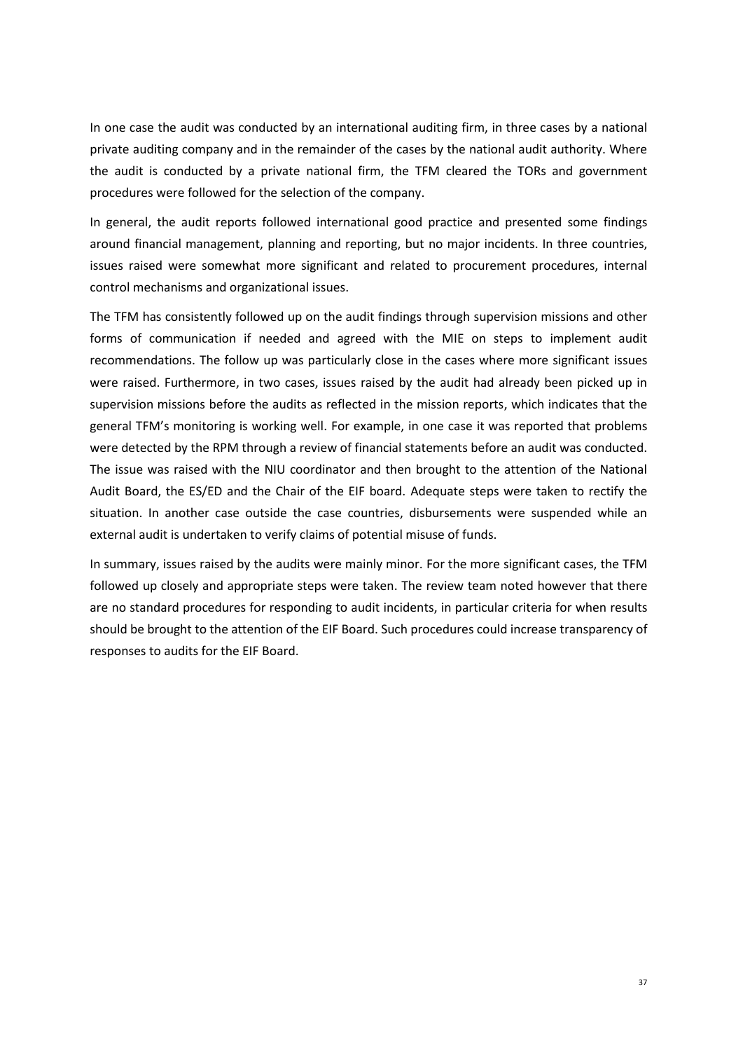In one case the audit was conducted by an international auditing firm, in three cases by a national private auditing company and in the remainder of the cases by the national audit authority. Where the audit is conducted by a private national firm, the TFM cleared the TORs and government procedures were followed for the selection of the company.

In general, the audit reports followed international good practice and presented some findings around financial management, planning and reporting, but no major incidents. In three countries, issues raised were somewhat more significant and related to procurement procedures, internal control mechanisms and organizational issues.

The TFM has consistently followed up on the audit findings through supervision missions and other forms of communication if needed and agreed with the MIE on steps to implement audit recommendations. The follow up was particularly close in the cases where more significant issues were raised. Furthermore, in two cases, issues raised by the audit had already been picked up in supervision missions before the audits as reflected in the mission reports, which indicates that the general TFM's monitoring is working well. For example, in one case it was reported that problems were detected by the RPM through a review of financial statements before an audit was conducted. The issue was raised with the NIU coordinator and then brought to the attention of the National Audit Board, the ES/ED and the Chair of the EIF board. Adequate steps were taken to rectify the situation. In another case outside the case countries, disbursements were suspended while an external audit is undertaken to verify claims of potential misuse of funds.

In summary, issues raised by the audits were mainly minor. For the more significant cases, the TFM followed up closely and appropriate steps were taken. The review team noted however that there are no standard procedures for responding to audit incidents, in particular criteria for when results should be brought to the attention of the EIF Board. Such procedures could increase transparency of responses to audits for the EIF Board.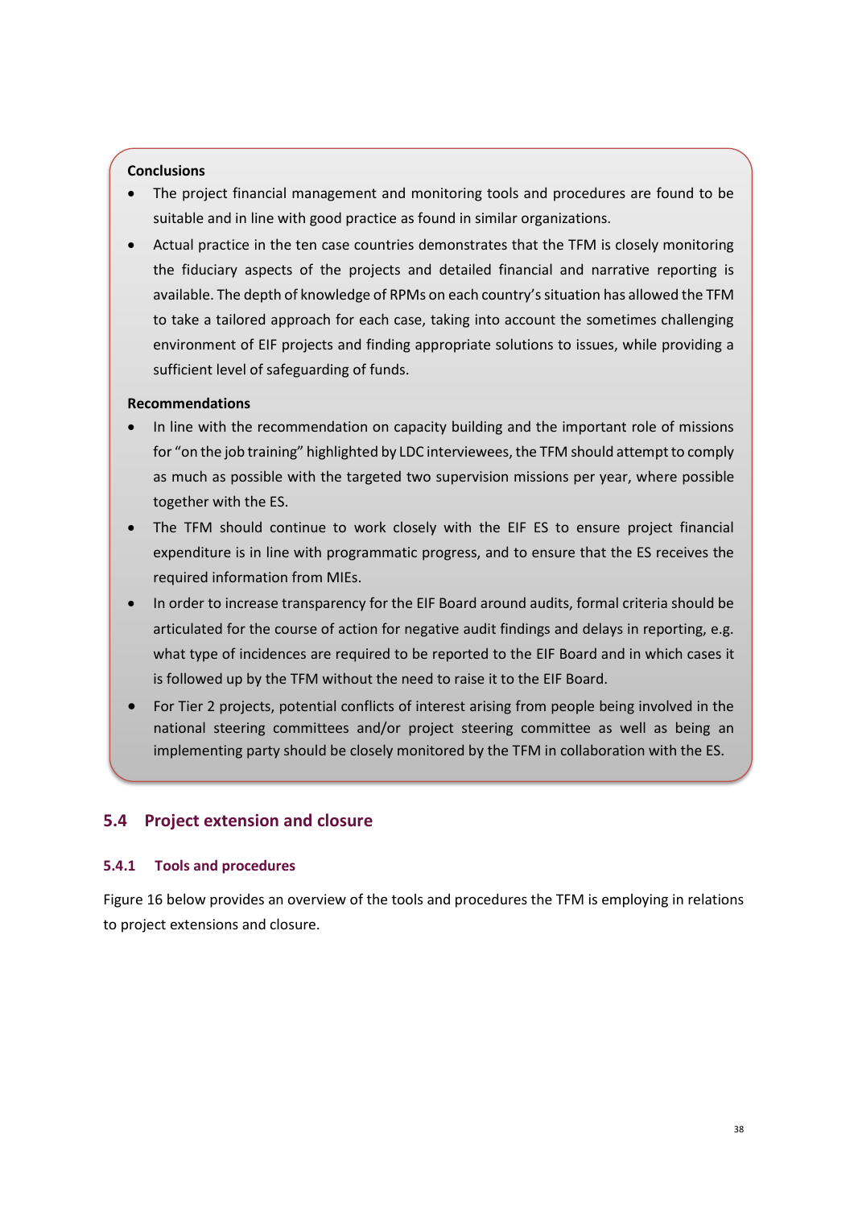**Conclusions**

- The project financial management and monitoring tools and procedures are found to be suitable and in line with good practice as found in similar organizations.
- Actual practice in the ten case countries demonstrates that the TFM is closely monitoring the fiduciary aspects of the projects and detailed financial and narrative reporting is available. The depth of knowledge of RPMs on each country's situation has allowed the TFM to take a tailored approach for each case, taking into account the sometimes challenging environment of EIF projects and finding appropriate solutions to issues, while providing a sufficient level of safeguarding of funds.

**Recommendations**

- In line with the recommendation on capacity building and the important role of missions for "on the job training" highlighted by LDC interviewees, the TFM should attempt to comply as much as possible with the targeted two supervision missions per year, where possible together with the ES.
- The TFM should continue to work closely with the EIF ES to ensure project financial expenditure is in line with programmatic progress, and to ensure that the ES receives the required information from MIEs.
- In order to increase transparency for the EIF Board around audits, formal criteria should be articulated for the course of action for negative audit findings and delays in reporting, e.g. what type of incidences are required to be reported to the EIF Board and in which cases it is followed up by the TFM without the need to raise it to the EIF Board.
- For Tier 2 projects, potential conflicts of interest arising from people being involved in the national steering committees and/or project steering committee as well as being an implementing party should be closely monitored by the TFM in collaboration with the ES.

## 5.4 Project extension and closure

### 5.4.1 Tools and procedures

Figure 16 below provides an overview of the tools and procedures the TFM is employing in relations to project extensions and closure.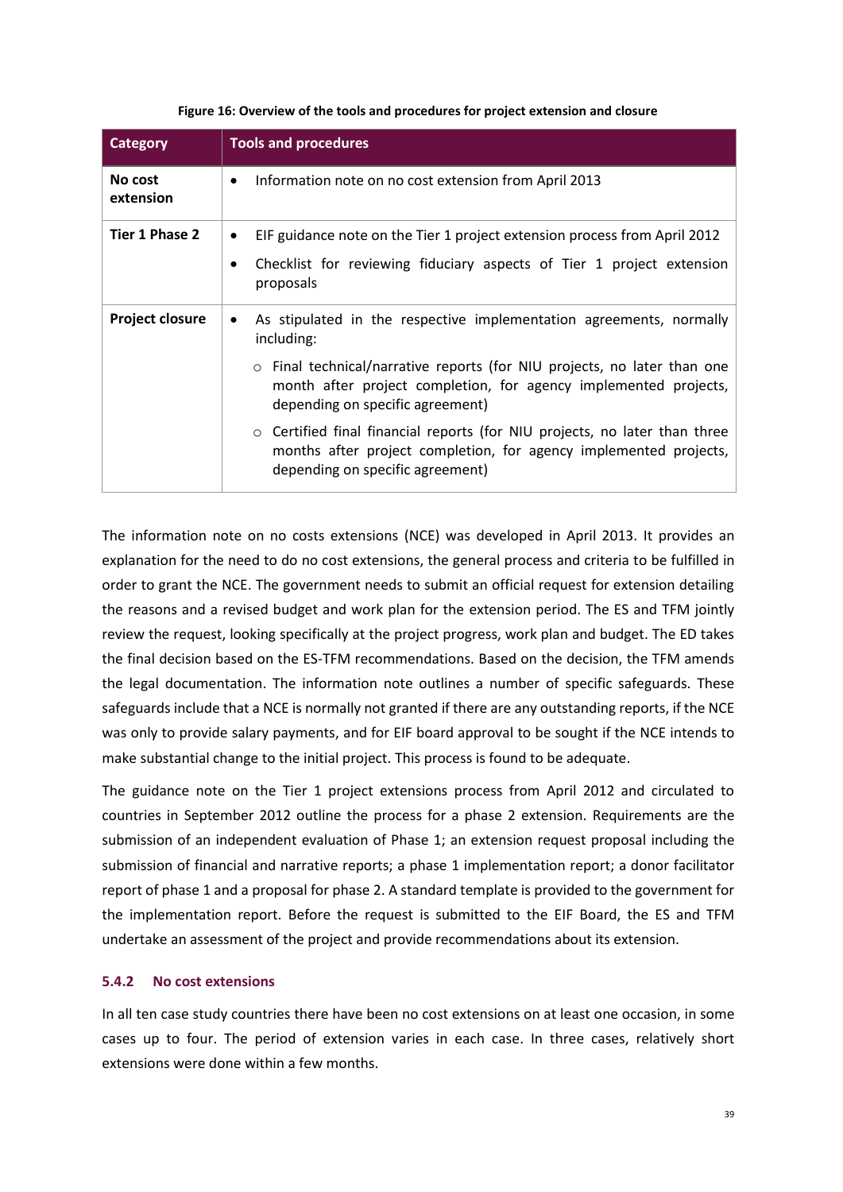**Figure 16: Overview of the tools and procedures for project extension and closure**

| Category | Tools and procedures |
|---|---|
| **No cost extension** | • Information note on no cost extension from April 2013 |
| **Tier 1 Phase 2** | • EIF guidance note on the Tier 1 project extension process from April 2012<br>• Checklist for reviewing fiduciary aspects of Tier 1 project extension proposals |
| **Project closure** | • As stipulated in the respective implementation agreements, normally including:<br>○ Final technical/narrative reports (for NIU projects, no later than one month after project completion, for agency implemented projects, depending on specific agreement)<br>○ Certified final financial reports (for NIU projects, no later than three months after project completion, for agency implemented projects, depending on specific agreement) |

The information note on no costs extensions (NCE) was developed in April 2013. It provides an explanation for the need to do no cost extensions, the general process and criteria to be fulfilled in order to grant the NCE. The government needs to submit an official request for extension detailing the reasons and a revised budget and work plan for the extension period. The ES and TFM jointly review the request, looking specifically at the project progress, work plan and budget. The ED takes the final decision based on the ES-TFM recommendations. Based on the decision, the TFM amends the legal documentation. The information note outlines a number of specific safeguards. These safeguards include that a NCE is normally not granted if there are any outstanding reports, if the NCE was only to provide salary payments, and for EIF board approval to be sought if the NCE intends to make substantial change to the initial project. This process is found to be adequate.

The guidance note on the Tier 1 project extensions process from April 2012 and circulated to countries in September 2012 outline the process for a phase 2 extension. Requirements are the submission of an independent evaluation of Phase 1; an extension request proposal including the submission of financial and narrative reports; a phase 1 implementation report; a donor facilitator report of phase 1 and a proposal for phase 2. A standard template is provided to the government for the implementation report. Before the request is submitted to the EIF Board, the ES and TFM undertake an assessment of the project and provide recommendations about its extension.

### 5.4.2 No cost extensions

In all ten case study countries there have been no cost extensions on at least one occasion, in some cases up to four. The period of extension varies in each case. In three cases, relatively short extensions were done within a few months.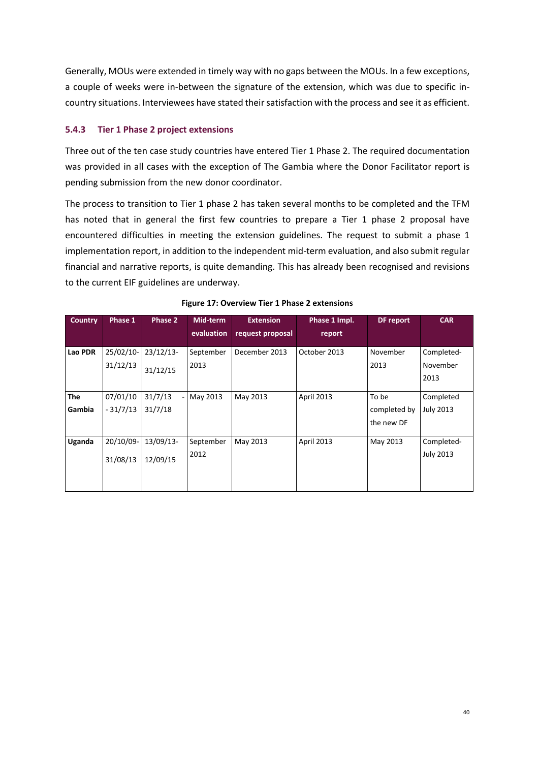Generally, MOUs were extended in timely way with no gaps between the MOUs. In a few exceptions, a couple of weeks were in-between the signature of the extension, which was due to specific in-country situations. Interviewees have stated their satisfaction with the process and see it as efficient.

### 5.4.3 Tier 1 Phase 2 project extensions

Three out of the ten case study countries have entered Tier 1 Phase 2. The required documentation was provided in all cases with the exception of The Gambia where the Donor Facilitator report is pending submission from the new donor coordinator.

The process to transition to Tier 1 phase 2 has taken several months to be completed and the TFM has noted that in general the first few countries to prepare a Tier 1 phase 2 proposal have encountered difficulties in meeting the extension guidelines. The request to submit a phase 1 implementation report, in addition to the independent mid-term evaluation, and also submit regular financial and narrative reports, is quite demanding. This has already been recognised and revisions to the current EIF guidelines are underway.

**Figure 17: Overview Tier 1 Phase 2 extensions**

| Country | Phase 1 | Phase 2 | Mid-term evaluation | Extension request proposal | Phase 1 Impl. report | DF report | CAR |
|---|---|---|---|---|---|---|---|
| **Lao PDR** | 25/02/10-31/12/13 | 23/12/13-31/12/15 | September 2013 | December 2013 | October 2013 | November 2013 | Completed-November 2013 |
| **The Gambia** | 07/01/10 - 31/7/13 | 31/7/13 - 31/7/18 | May 2013 | May 2013 | April 2013 | To be completed by the new DF | Completed July 2013 |
| **Uganda** | 20/10/09-31/08/13 | 13/09/13-12/09/15 | September 2012 | May 2013 | April 2013 | May 2013 | Completed-July 2013 |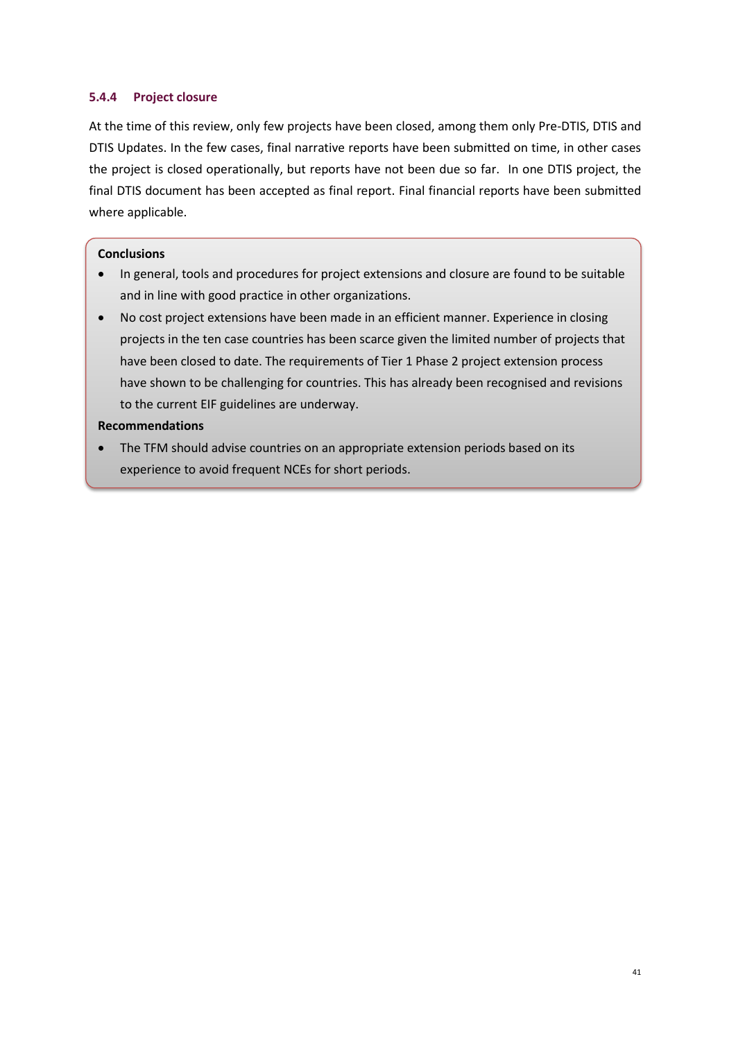#### 5.4.4 Project closure

At the time of this review, only few projects have been closed, among them only Pre-DTIS, DTIS and DTIS Updates. In the few cases, final narrative reports have been submitted on time, in other cases the project is closed operationally, but reports have not been due so far. In one DTIS project, the final DTIS document has been accepted as final report. Final financial reports have been submitted where applicable.

**Conclusions**

- In general, tools and procedures for project extensions and closure are found to be suitable and in line with good practice in other organizations.
- No cost project extensions have been made in an efficient manner. Experience in closing projects in the ten case countries has been scarce given the limited number of projects that have been closed to date. The requirements of Tier 1 Phase 2 project extension process have shown to be challenging for countries. This has already been recognised and revisions to the current EIF guidelines are underway.

**Recommendations**

- The TFM should advise countries on an appropriate extension periods based on its experience to avoid frequent NCEs for short periods.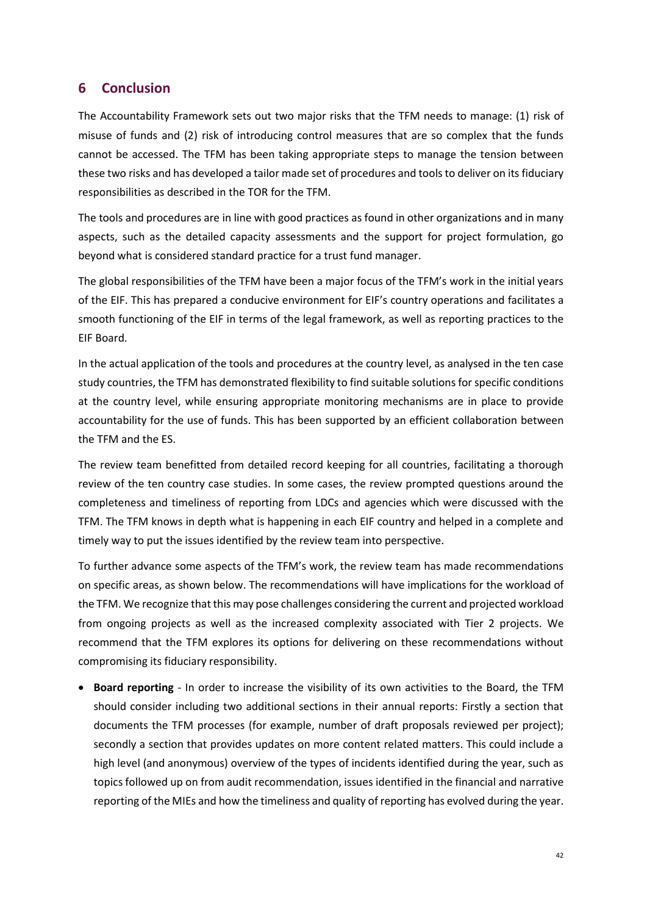## 6 Conclusion

The Accountability Framework sets out two major risks that the TFM needs to manage: (1) risk of misuse of funds and (2) risk of introducing control measures that are so complex that the funds cannot be accessed. The TFM has been taking appropriate steps to manage the tension between these two risks and has developed a tailor made set of procedures and tools to deliver on its fiduciary responsibilities as described in the TOR for the TFM.

The tools and procedures are in line with good practices as found in other organizations and in many aspects, such as the detailed capacity assessments and the support for project formulation, go beyond what is considered standard practice for a trust fund manager.

The global responsibilities of the TFM have been a major focus of the TFM's work in the initial years of the EIF. This has prepared a conducive environment for EIF's country operations and facilitates a smooth functioning of the EIF in terms of the legal framework, as well as reporting practices to the EIF Board.

In the actual application of the tools and procedures at the country level, as analysed in the ten case study countries, the TFM has demonstrated flexibility to find suitable solutions for specific conditions at the country level, while ensuring appropriate monitoring mechanisms are in place to provide accountability for the use of funds. This has been supported by an efficient collaboration between the TFM and the ES.

The review team benefitted from detailed record keeping for all countries, facilitating a thorough review of the ten country case studies. In some cases, the review prompted questions around the completeness and timeliness of reporting from LDCs and agencies which were discussed with the TFM. The TFM knows in depth what is happening in each EIF country and helped in a complete and timely way to put the issues identified by the review team into perspective.

To further advance some aspects of the TFM's work, the review team has made recommendations on specific areas, as shown below. The recommendations will have implications for the workload of the TFM. We recognize that this may pose challenges considering the current and projected workload from ongoing projects as well as the increased complexity associated with Tier 2 projects. We recommend that the TFM explores its options for delivering on these recommendations without compromising its fiduciary responsibility.

- **Board reporting** - In order to increase the visibility of its own activities to the Board, the TFM should consider including two additional sections in their annual reports: Firstly a section that documents the TFM processes (for example, number of draft proposals reviewed per project); secondly a section that provides updates on more content related matters. This could include a high level (and anonymous) overview of the types of incidents identified during the year, such as topics followed up on from audit recommendation, issues identified in the financial and narrative reporting of the MIEs and how the timeliness and quality of reporting has evolved during the year.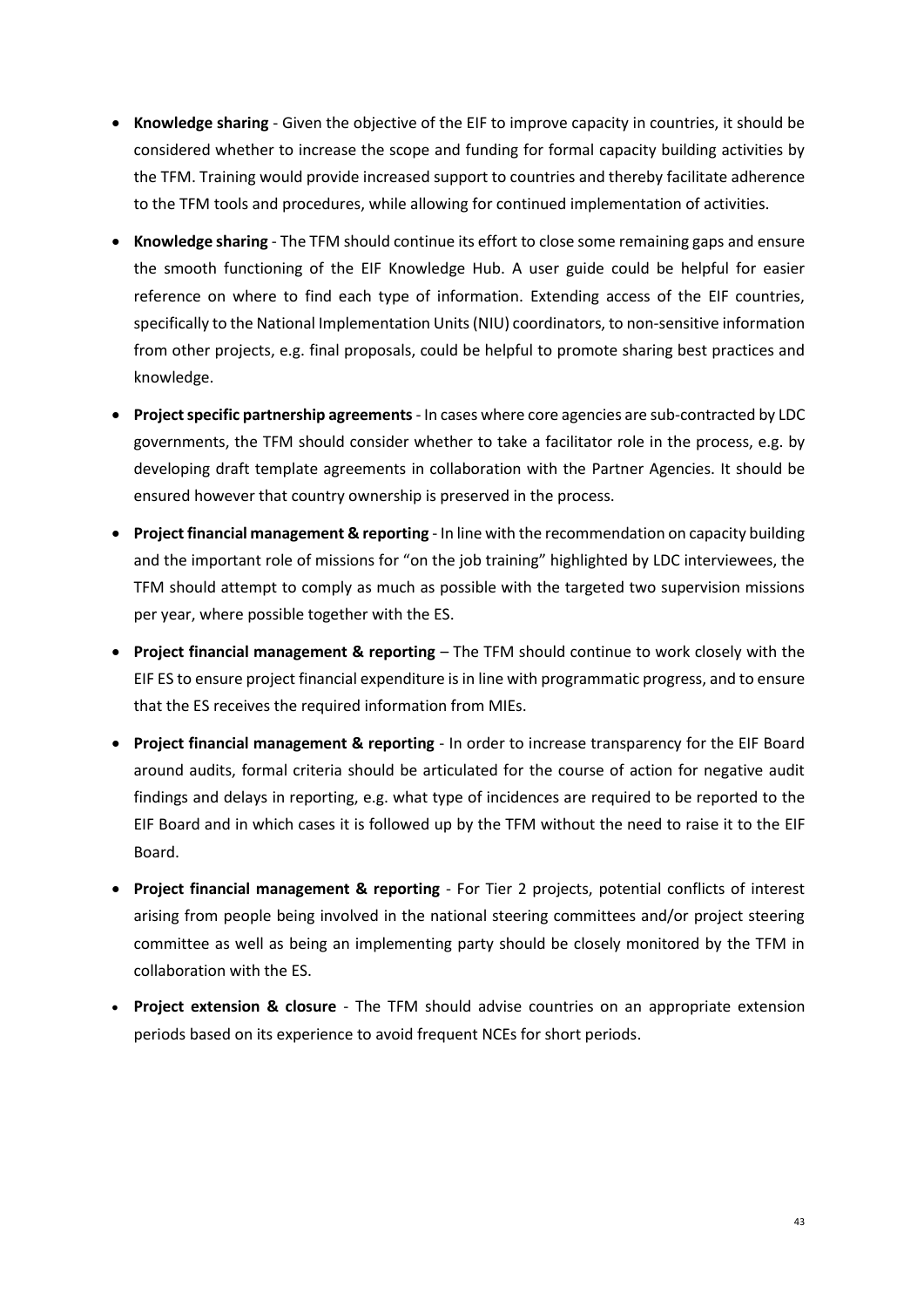- **Knowledge sharing** - Given the objective of the EIF to improve capacity in countries, it should be considered whether to increase the scope and funding for formal capacity building activities by the TFM. Training would provide increased support to countries and thereby facilitate adherence to the TFM tools and procedures, while allowing for continued implementation of activities.
- **Knowledge sharing** - The TFM should continue its effort to close some remaining gaps and ensure the smooth functioning of the EIF Knowledge Hub. A user guide could be helpful for easier reference on where to find each type of information. Extending access of the EIF countries, specifically to the National Implementation Units (NIU) coordinators, to non-sensitive information from other projects, e.g. final proposals, could be helpful to promote sharing best practices and knowledge.
- **Project specific partnership agreements** - In cases where core agencies are sub-contracted by LDC governments, the TFM should consider whether to take a facilitator role in the process, e.g. by developing draft template agreements in collaboration with the Partner Agencies. It should be ensured however that country ownership is preserved in the process.
- **Project financial management & reporting** - In line with the recommendation on capacity building and the important role of missions for "on the job training" highlighted by LDC interviewees, the TFM should attempt to comply as much as possible with the targeted two supervision missions per year, where possible together with the ES.
- **Project financial management & reporting** – The TFM should continue to work closely with the EIF ES to ensure project financial expenditure is in line with programmatic progress, and to ensure that the ES receives the required information from MIEs.
- **Project financial management & reporting** - In order to increase transparency for the EIF Board around audits, formal criteria should be articulated for the course of action for negative audit findings and delays in reporting, e.g. what type of incidences are required to be reported to the EIF Board and in which cases it is followed up by the TFM without the need to raise it to the EIF Board.
- **Project financial management & reporting** - For Tier 2 projects, potential conflicts of interest arising from people being involved in the national steering committees and/or project steering committee as well as being an implementing party should be closely monitored by the TFM in collaboration with the ES.
- **Project extension & closure** - The TFM should advise countries on an appropriate extension periods based on its experience to avoid frequent NCEs for short periods.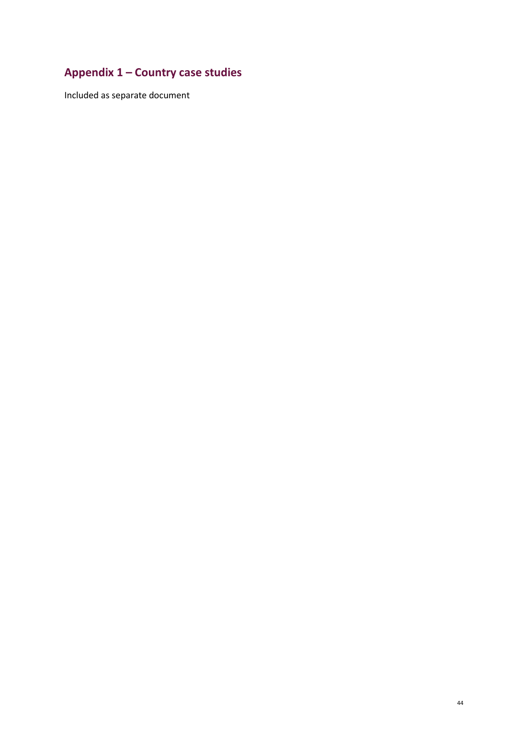## Appendix 1 – Country case studies

Included as separate document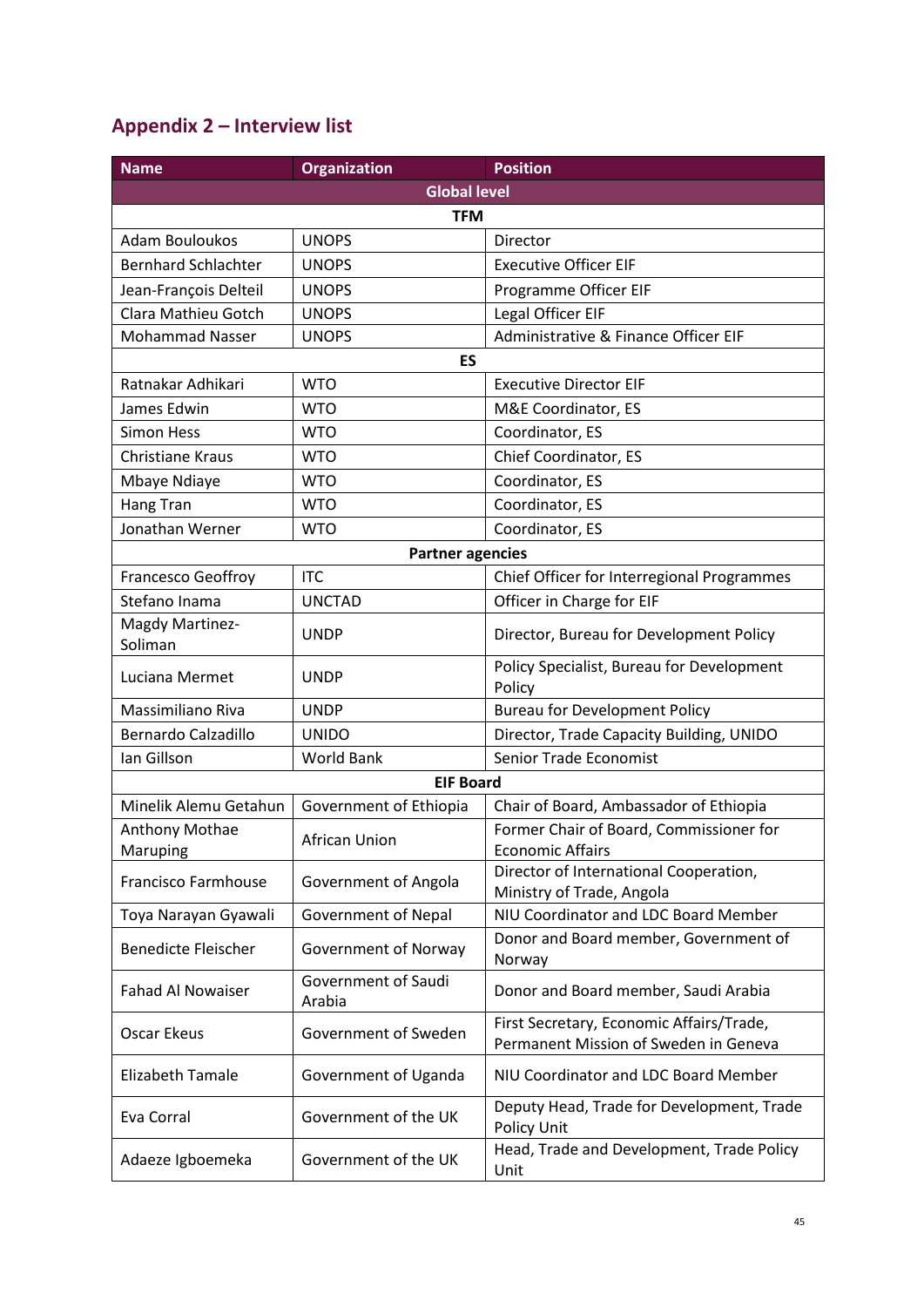## Appendix 2 – Interview list

| Name | Organization | Position |
|---|---|---|
| **Global level** | | |
| **TFM** | | |
| Adam Bouloukos | UNOPS | Director |
| Bernhard Schlachter | UNOPS | Executive Officer EIF |
| Jean-François Delteil | UNOPS | Programme Officer EIF |
| Clara Mathieu Gotch | UNOPS | Legal Officer EIF |
| Mohammad Nasser | UNOPS | Administrative & Finance Officer EIF |
| **ES** | | |
| Ratnakar Adhikari | WTO | Executive Director EIF |
| James Edwin | WTO | M&E Coordinator, ES |
| Simon Hess | WTO | Coordinator, ES |
| Christiane Kraus | WTO | Chief Coordinator, ES |
| Mbaye Ndiaye | WTO | Coordinator, ES |
| Hang Tran | WTO | Coordinator, ES |
| Jonathan Werner | WTO | Coordinator, ES |
| **Partner agencies** | | |
| Francesco Geoffroy | ITC | Chief Officer for Interregional Programmes |
| Stefano Inama | UNCTAD | Officer in Charge for EIF |
| Magdy Martinez-Soliman | UNDP | Director, Bureau for Development Policy |
| Luciana Mermet | UNDP | Policy Specialist, Bureau for Development Policy |
| Massimiliano Riva | UNDP | Bureau for Development Policy |
| Bernardo Calzadillo | UNIDO | Director, Trade Capacity Building, UNIDO |
| Ian Gillson | World Bank | Senior Trade Economist |
| **EIF Board** | | |
| Minelik Alemu Getahun | Government of Ethiopia | Chair of Board, Ambassador of Ethiopia |
| Anthony Mothae Maruping | African Union | Former Chair of Board, Commissioner for Economic Affairs |
| Francisco Farmhouse | Government of Angola | Director of International Cooperation, Ministry of Trade, Angola |
| Toya Narayan Gyawali | Government of Nepal | NIU Coordinator and LDC Board Member |
| Benedicte Fleischer | Government of Norway | Donor and Board member, Government of Norway |
| Fahad Al Nowaiser | Government of Saudi Arabia | Donor and Board member, Saudi Arabia |
| Oscar Ekeus | Government of Sweden | First Secretary, Economic Affairs/Trade, Permanent Mission of Sweden in Geneva |
| Elizabeth Tamale | Government of Uganda | NIU Coordinator and LDC Board Member |
| Eva Corral | Government of the UK | Deputy Head, Trade for Development, Trade Policy Unit |
| Adaeze Igboemeka | Government of the UK | Head, Trade and Development, Trade Policy Unit |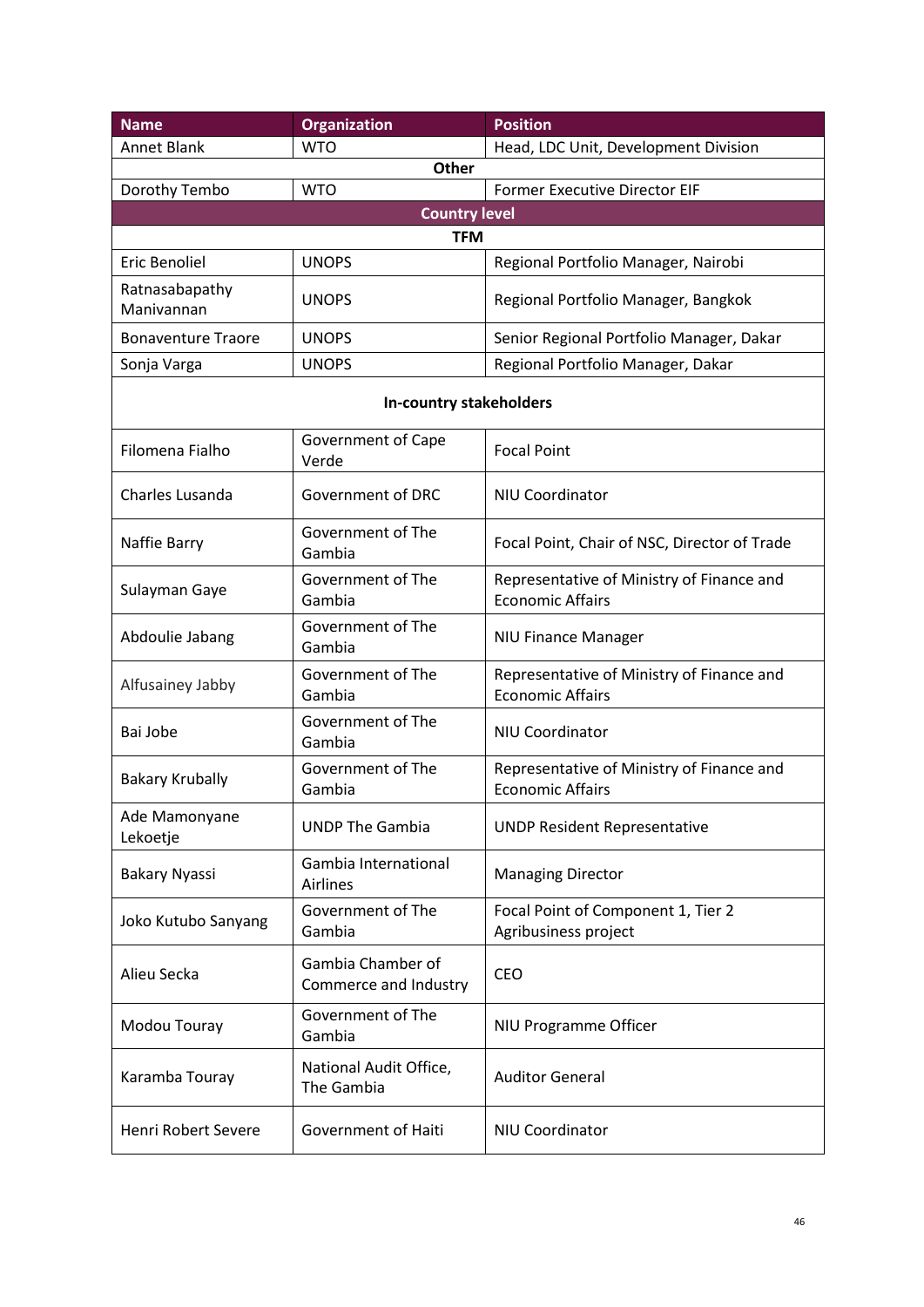| Name | Organization | Position |
|---|---|---|
| Annet Blank | WTO | Head, LDC Unit, Development Division |
| | **Other** | |
| Dorothy Tembo | WTO | Former Executive Director EIF |
| | **Country level** | |
| | **TFM** | |
| Eric Benoliel | UNOPS | Regional Portfolio Manager, Nairobi |
| Ratnasabapathy Manivannan | UNOPS | Regional Portfolio Manager, Bangkok |
| Bonaventure Traore | UNOPS | Senior Regional Portfolio Manager, Dakar |
| Sonja Varga | UNOPS | Regional Portfolio Manager, Dakar |
| | **In-country stakeholders** | |
| Filomena Fialho | Government of Cape Verde | Focal Point |
| Charles Lusanda | Government of DRC | NIU Coordinator |
| Naffie Barry | Government of The Gambia | Focal Point, Chair of NSC, Director of Trade |
| Sulayman Gaye | Government of The Gambia | Representative of Ministry of Finance and Economic Affairs |
| Abdoulie Jabang | Government of The Gambia | NIU Finance Manager |
| Alfusainey Jabby | Government of The Gambia | Representative of Ministry of Finance and Economic Affairs |
| Bai Jobe | Government of The Gambia | NIU Coordinator |
| Bakary Krubally | Government of The Gambia | Representative of Ministry of Finance and Economic Affairs |
| Ade Mamonyane Lekoetje | UNDP The Gambia | UNDP Resident Representative |
| Bakary Nyassi | Gambia International Airlines | Managing Director |
| Joko Kutubo Sanyang | Government of The Gambia | Focal Point of Component 1, Tier 2 Agribusiness project |
| Alieu Secka | Gambia Chamber of Commerce and Industry | CEO |
| Modou Touray | Government of The Gambia | NIU Programme Officer |
| Karamba Touray | National Audit Office, The Gambia | Auditor General |
| Henri Robert Severe | Government of Haiti | NIU Coordinator |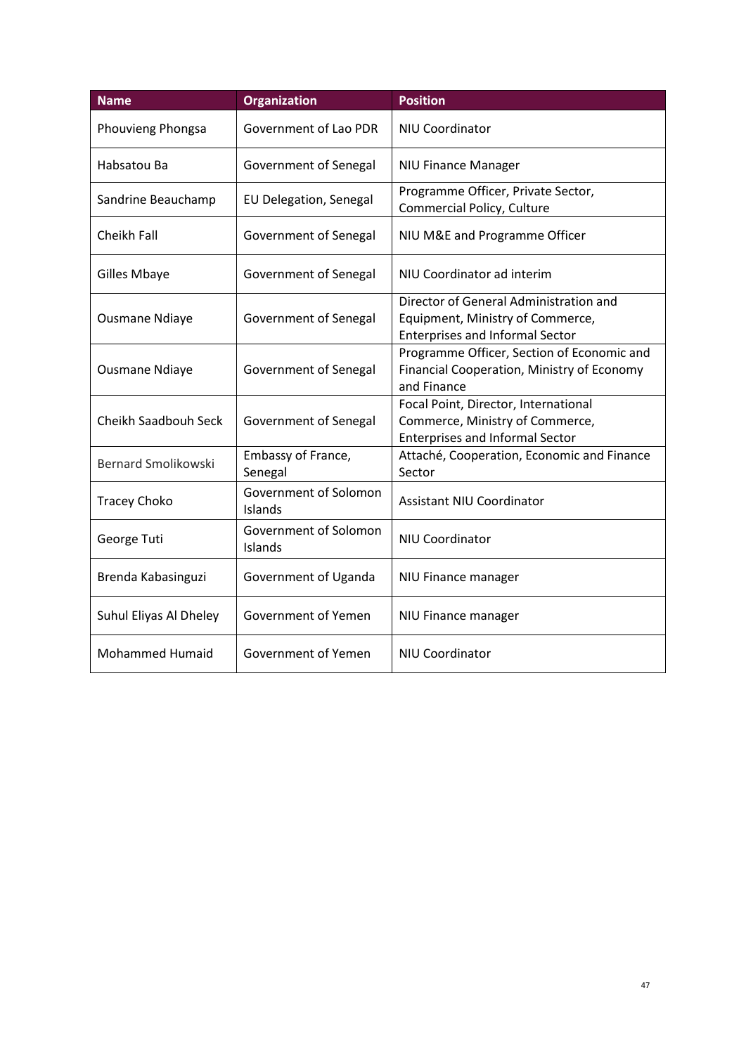| Name | Organization | Position |
|---|---|---|
| Phouvieng Phongsa | Government of Lao PDR | NIU Coordinator |
| Habsatou Ba | Government of Senegal | NIU Finance Manager |
| Sandrine Beauchamp | EU Delegation, Senegal | Programme Officer, Private Sector, Commercial Policy, Culture |
| Cheikh Fall | Government of Senegal | NIU M&E and Programme Officer |
| Gilles Mbaye | Government of Senegal | NIU Coordinator ad interim |
| Ousmane Ndiaye | Government of Senegal | Director of General Administration and Equipment, Ministry of Commerce, Enterprises and Informal Sector |
| Ousmane Ndiaye | Government of Senegal | Programme Officer, Section of Economic and Financial Cooperation, Ministry of Economy and Finance |
| Cheikh Saadbouh Seck | Government of Senegal | Focal Point, Director, International Commerce, Ministry of Commerce, Enterprises and Informal Sector |
| Bernard Smolikowski | Embassy of France, Senegal | Attaché, Cooperation, Economic and Finance Sector |
| Tracey Choko | Government of Solomon Islands | Assistant NIU Coordinator |
| George Tuti | Government of Solomon Islands | NIU Coordinator |
| Brenda Kabasinguzi | Government of Uganda | NIU Finance manager |
| Suhul Eliyas Al Dheley | Government of Yemen | NIU Finance manager |
| Mohammed Humaid | Government of Yemen | NIU Coordinator |